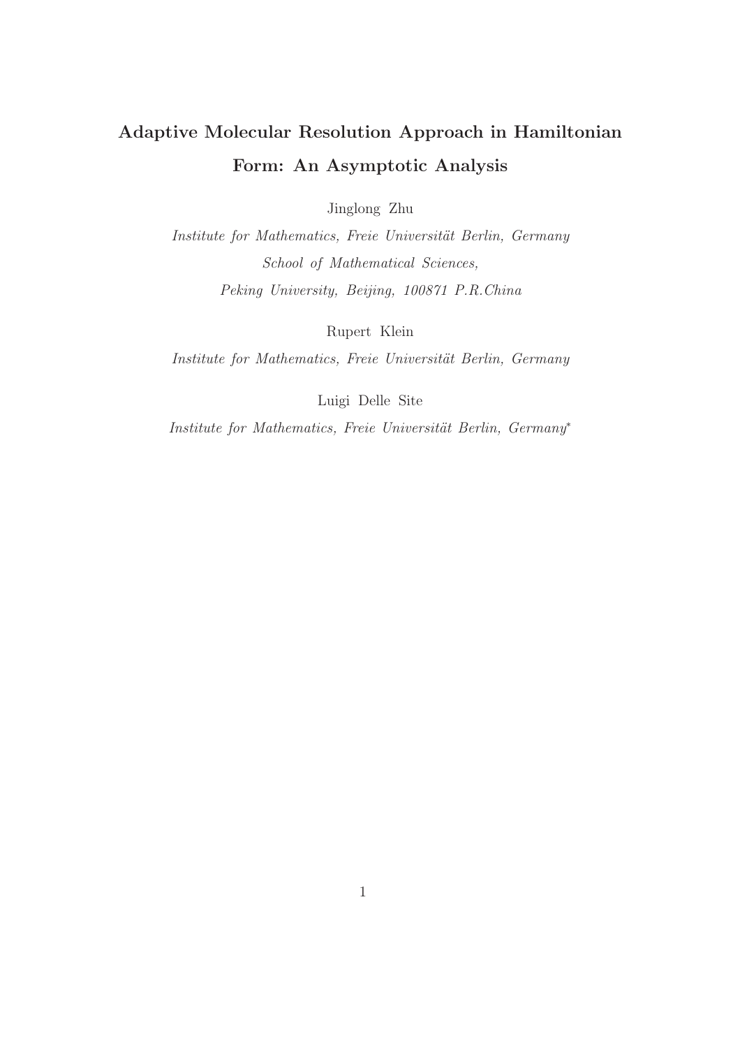# Adaptive Molecular Resolution Approach in Hamiltonian Form: An Asymptotic Analysis

Jinglong Zhu

*Institute for Mathematics, Freie Universität Berlin, Germany*
*School of Mathematical Sciences,*
*Peking University, Beijing, 100871 P.R.China*

Rupert Klein

*Institute for Mathematics, Freie Universität Berlin, Germany*

Luigi Delle Site

*Institute for Mathematics, Freie Universität Berlin, Germany*[*]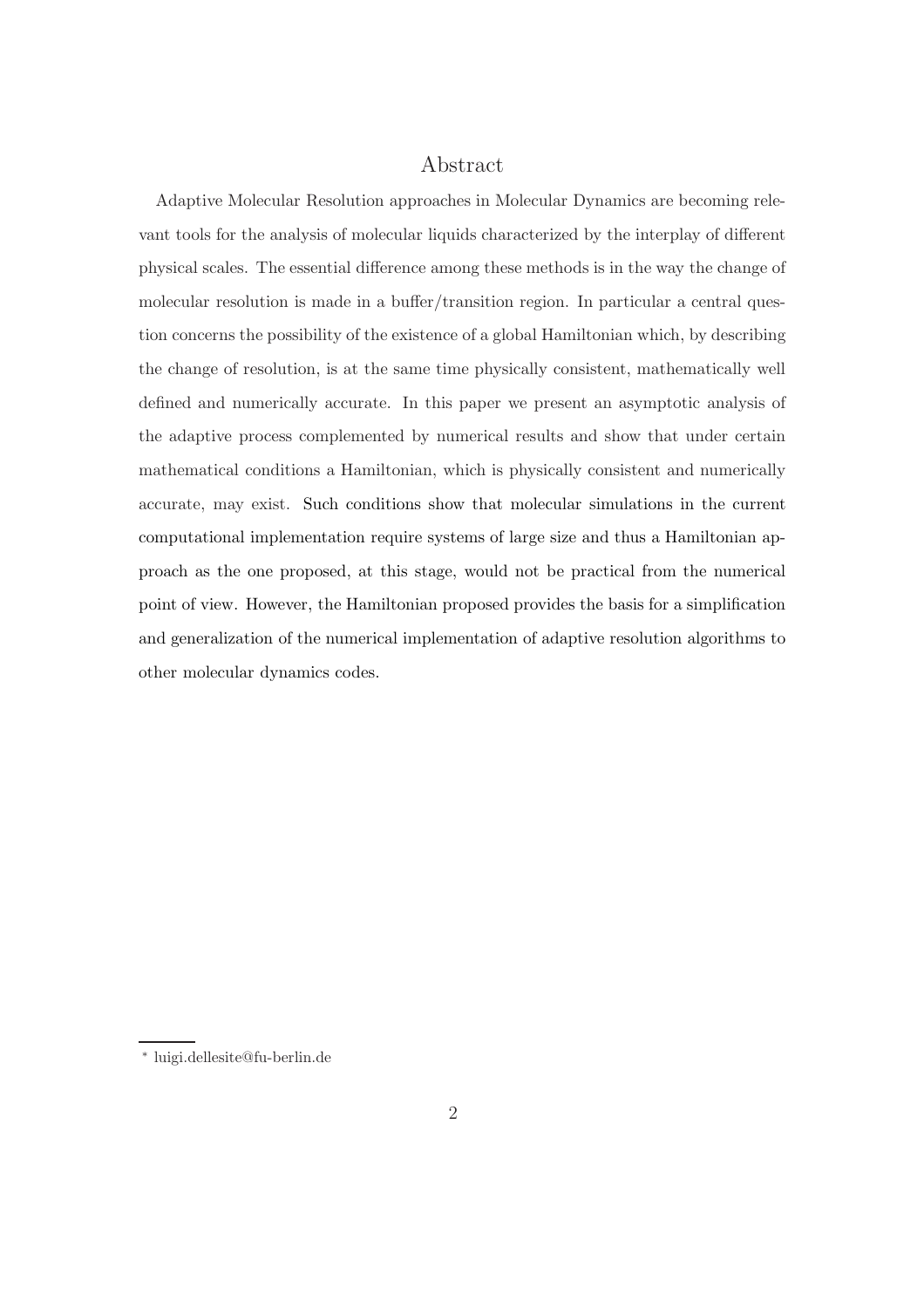## Abstract

Adaptive Molecular Resolution approaches in Molecular Dynamics are becoming relevant tools for the analysis of molecular liquids characterized by the interplay of different physical scales. The essential difference among these methods is in the way the change of molecular resolution is made in a buffer/transition region. In particular a central question concerns the possibility of the existence of a global Hamiltonian which, by describing the change of resolution, is at the same time physically consistent, mathematically well defined and numerically accurate. In this paper we present an asymptotic analysis of the adaptive process complemented by numerical results and show that under certain mathematical conditions a Hamiltonian, which is physically consistent and numerically accurate, may exist. Such conditions show that molecular simulations in the current computational implementation require systems of large size and thus a Hamiltonian approach as the one proposed, at this stage, would not be practical from the numerical point of view. However, the Hamiltonian proposed provides the basis for a simplification and generalization of the numerical implementation of adaptive resolution algorithms to other molecular dynamics codes.

[*] luigi.dellesite@fu-berlin.de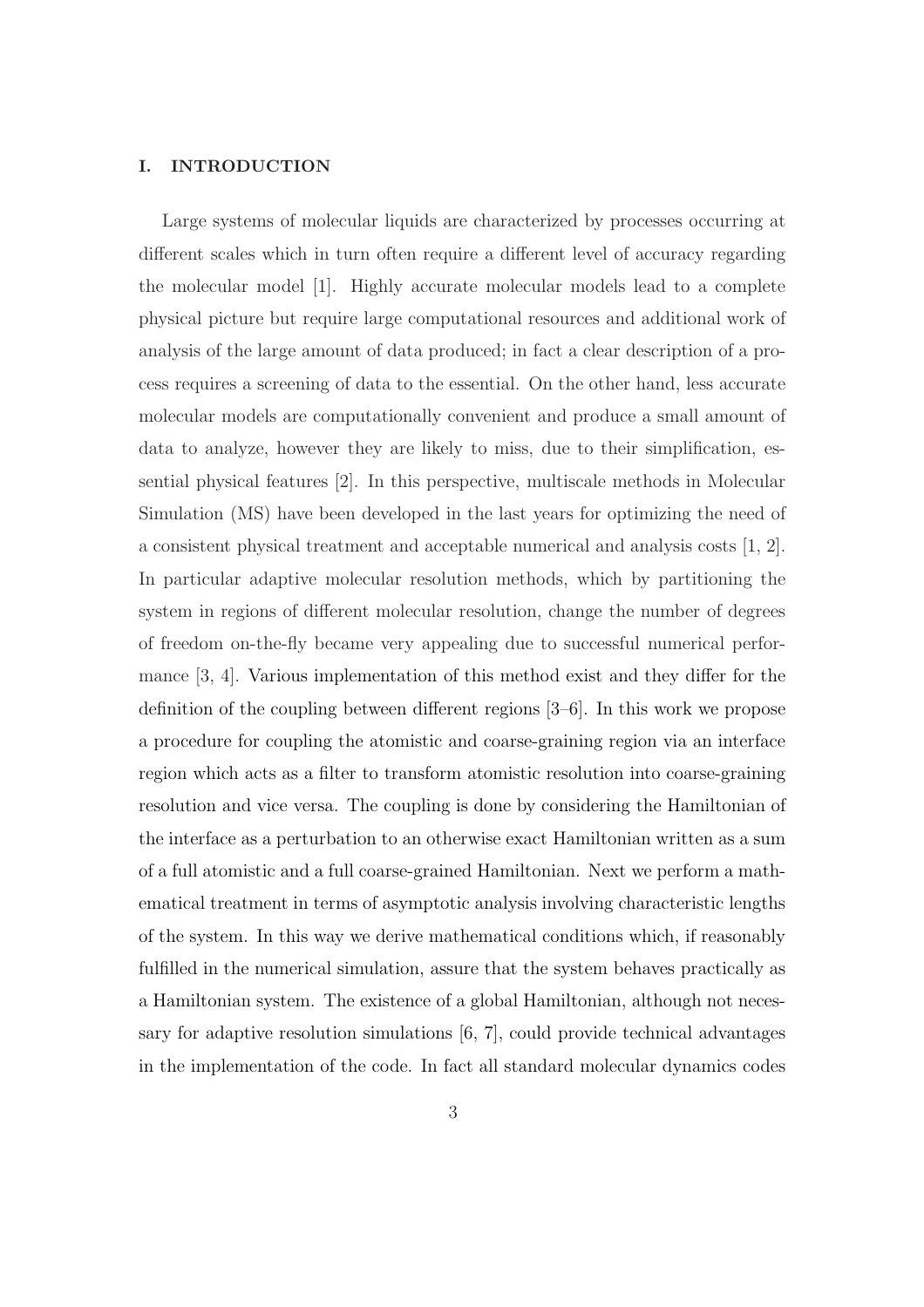## I. INTRODUCTION

Large systems of molecular liquids are characterized by processes occurring at different scales which in turn often require a different level of accuracy regarding the molecular model [1]. Highly accurate molecular models lead to a complete physical picture but require large computational resources and additional work of analysis of the large amount of data produced; in fact a clear description of a process requires a screening of data to the essential. On the other hand, less accurate molecular models are computationally convenient and produce a small amount of data to analyze, however they are likely to miss, due to their simplification, essential physical features [2]. In this perspective, multiscale methods in Molecular Simulation (MS) have been developed in the last years for optimizing the need of a consistent physical treatment and acceptable numerical and analysis costs [1, 2]. In particular adaptive molecular resolution methods, which by partitioning the system in regions of different molecular resolution, change the number of degrees of freedom on-the-fly became very appealing due to successful numerical performance [3, 4]. Various implementation of this method exist and they differ for the definition of the coupling between different regions [3–6]. In this work we propose a procedure for coupling the atomistic and coarse-graining region via an interface region which acts as a filter to transform atomistic resolution into coarse-graining resolution and vice versa. The coupling is done by considering the Hamiltonian of the interface as a perturbation to an otherwise exact Hamiltonian written as a sum of a full atomistic and a full coarse-grained Hamiltonian. Next we perform a mathematical treatment in terms of asymptotic analysis involving characteristic lengths of the system. In this way we derive mathematical conditions which, if reasonably fulfilled in the numerical simulation, assure that the system behaves practically as a Hamiltonian system. The existence of a global Hamiltonian, although not necessary for adaptive resolution simulations [6, 7], could provide technical advantages in the implementation of the code. In fact all standard molecular dynamics codes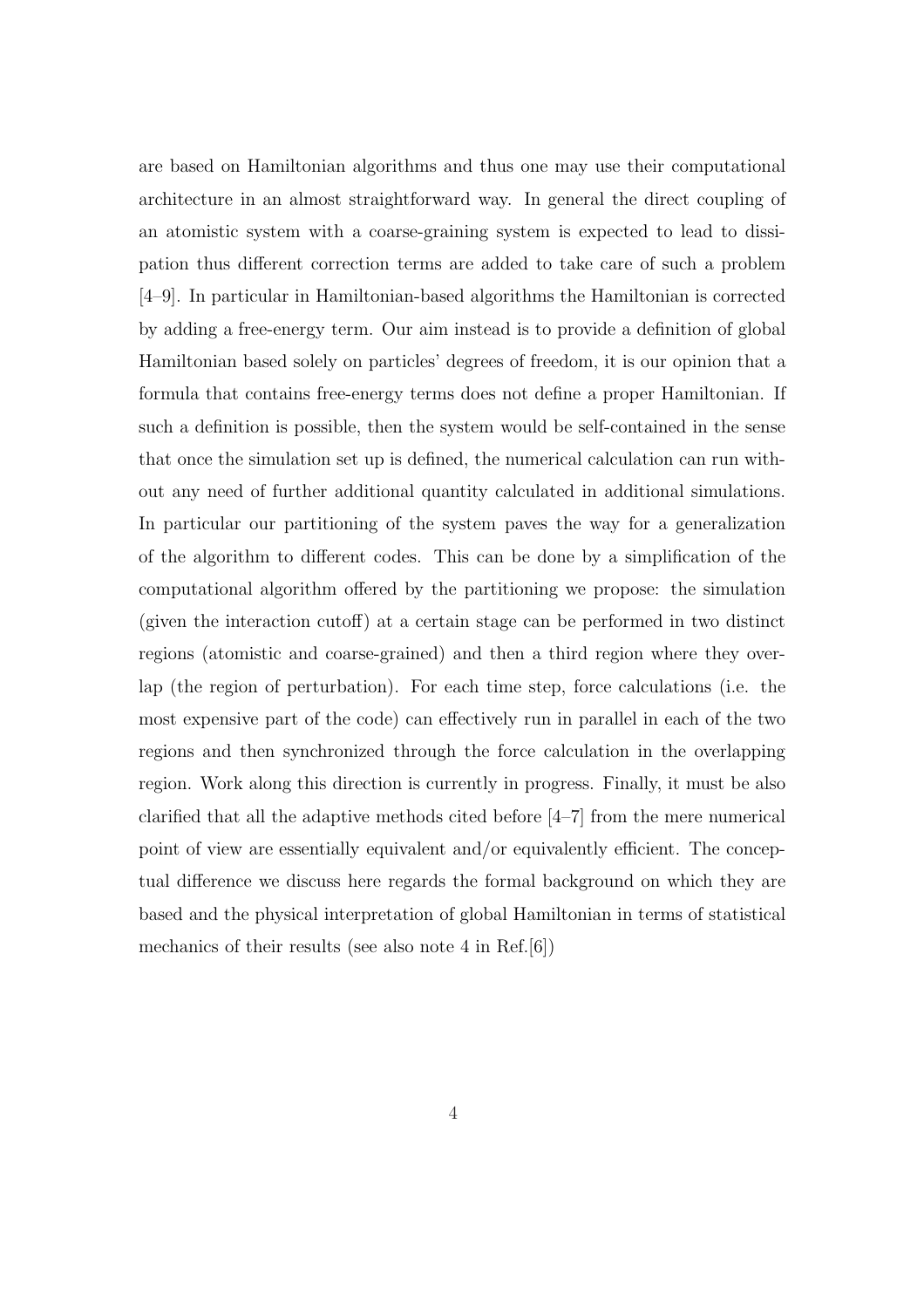are based on Hamiltonian algorithms and thus one may use their computational architecture in an almost straightforward way. In general the direct coupling of an atomistic system with a coarse-graining system is expected to lead to dissipation thus different correction terms are added to take care of such a problem [4–9]. In particular in Hamiltonian-based algorithms the Hamiltonian is corrected by adding a free-energy term. Our aim instead is to provide a definition of global Hamiltonian based solely on particles' degrees of freedom, it is our opinion that a formula that contains free-energy terms does not define a proper Hamiltonian. If such a definition is possible, then the system would be self-contained in the sense that once the simulation set up is defined, the numerical calculation can run without any need of further additional quantity calculated in additional simulations. In particular our partitioning of the system paves the way for a generalization of the algorithm to different codes. This can be done by a simplification of the computational algorithm offered by the partitioning we propose: the simulation (given the interaction cutoff) at a certain stage can be performed in two distinct regions (atomistic and coarse-grained) and then a third region where they overlap (the region of perturbation). For each time step, force calculations (i.e. the most expensive part of the code) can effectively run in parallel in each of the two regions and then synchronized through the force calculation in the overlapping region. Work along this direction is currently in progress. Finally, it must be also clarified that all the adaptive methods cited before [4–7] from the mere numerical point of view are essentially equivalent and/or equivalently efficient. The conceptual difference we discuss here regards the formal background on which they are based and the physical interpretation of global Hamiltonian in terms of statistical mechanics of their results (see also note 4 in Ref.[6])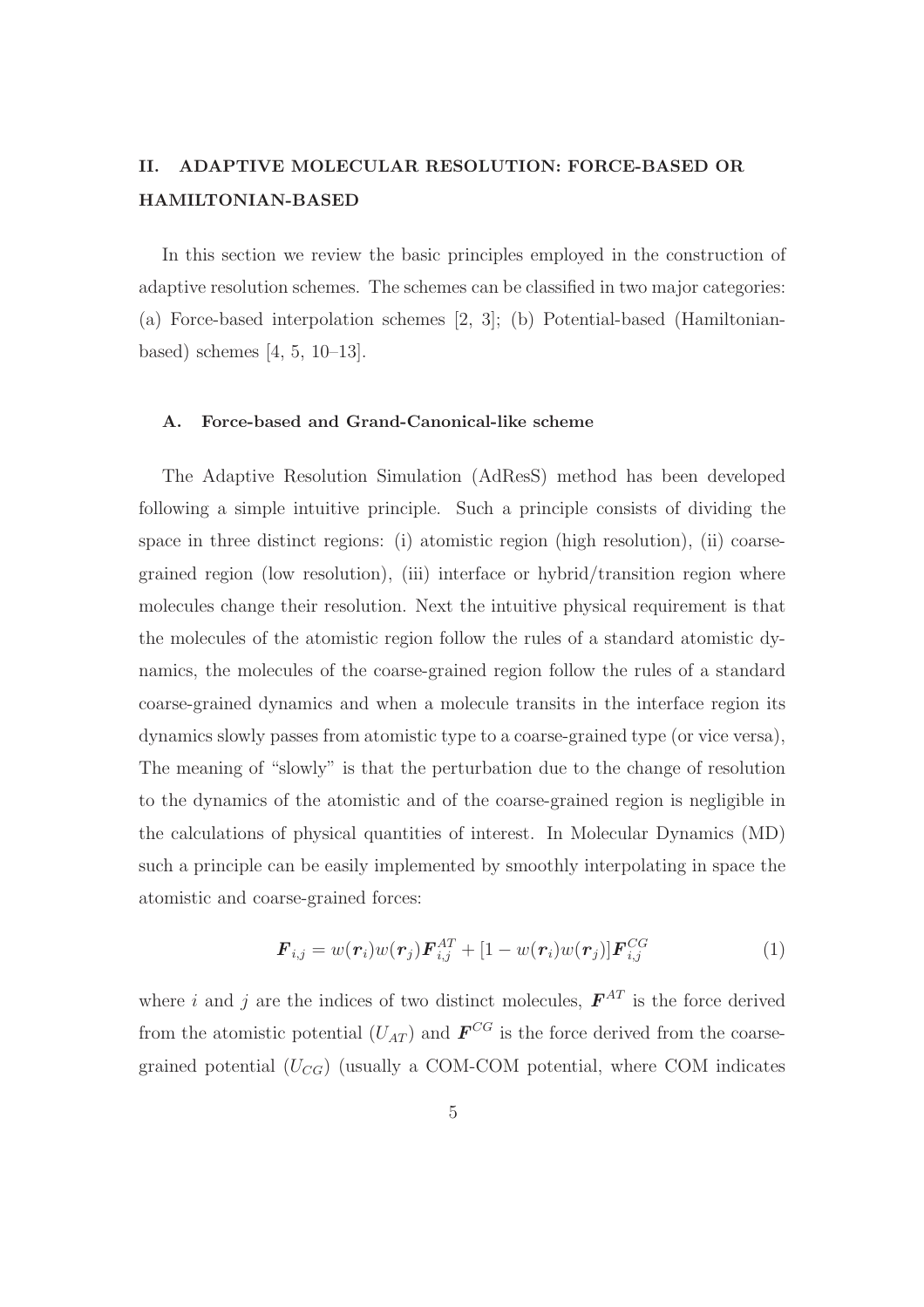## II. ADAPTIVE MOLECULAR RESOLUTION: FORCE-BASED OR HAMILTONIAN-BASED

In this section we review the basic principles employed in the construction of adaptive resolution schemes. The schemes can be classified in two major categories: (a) Force-based interpolation schemes [2, 3]; (b) Potential-based (Hamiltonian-based) schemes [4, 5, 10–13].

### A. Force-based and Grand-Canonical-like scheme

The Adaptive Resolution Simulation (AdResS) method has been developed following a simple intuitive principle. Such a principle consists of dividing the space in three distinct regions: (i) atomistic region (high resolution), (ii) coarse-grained region (low resolution), (iii) interface or hybrid/transition region where molecules change their resolution. Next the intuitive physical requirement is that the molecules of the atomistic region follow the rules of a standard atomistic dynamics, the molecules of the coarse-grained region follow the rules of a standard coarse-grained dynamics and when a molecule transits in the interface region its dynamics slowly passes from atomistic type to a coarse-grained type (or vice versa), The meaning of "slowly" is that the perturbation due to the change of resolution to the dynamics of the atomistic and of the coarse-grained region is negligible in the calculations of physical quantities of interest. In Molecular Dynamics (MD) such a principle can be easily implemented by smoothly interpolating in space the atomistic and coarse-grained forces:

$$\boldsymbol{F}_{i,j} = w(\boldsymbol{r}_i)w(\boldsymbol{r}_j)\boldsymbol{F}^{AT}_{i,j} + [1 - w(\boldsymbol{r}_i)w(\boldsymbol{r}_j)]\boldsymbol{F}^{CG}_{i,j} \tag{1}$$

where $i$ and $j$ are the indices of two distinct molecules, $\boldsymbol{F}^{AT}$ is the force derived from the atomistic potential ($U_{AT}$) and $\boldsymbol{F}^{CG}$ is the force derived from the coarse-grained potential ($U_{CG}$) (usually a COM-COM potential, where COM indicates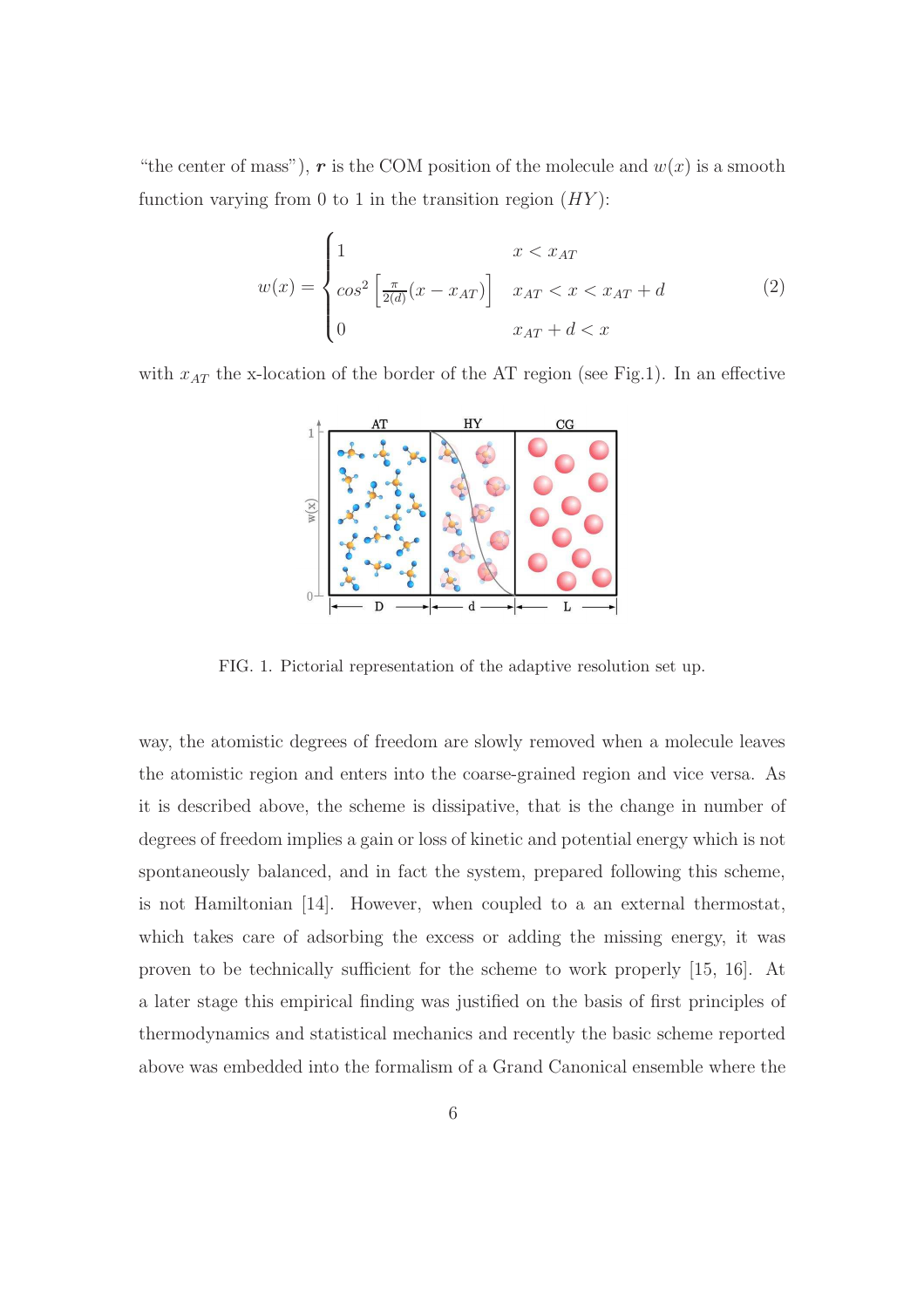"the center of mass"), $\boldsymbol{r}$ is the COM position of the molecule and $w(x)$ is a smooth function varying from 0 to 1 in the transition region ($HY$):

$$w(x) = \begin{cases} 1 & x < x_{AT} \\ cos^2\left[\frac{\pi}{2(d)}(x - x_{AT})\right] & x_{AT} < x < x_{AT} + d \\ 0 & x_{AT} + d < x \end{cases} \tag{2}$$

with $x_{AT}$ the x-location of the border of the AT region (see Fig.1). In an effective

FIG. 1. Pictorial representation of the adaptive resolution set up.

way, the atomistic degrees of freedom are slowly removed when a molecule leaves the atomistic region and enters into the coarse-grained region and vice versa. As it is described above, the scheme is dissipative, that is the change in number of degrees of freedom implies a gain or loss of kinetic and potential energy which is not spontaneously balanced, and in fact the system, prepared following this scheme, is not Hamiltonian [14]. However, when coupled to a an external thermostat, which takes care of adsorbing the excess or adding the missing energy, it was proven to be technically sufficient for the scheme to work properly [15, 16]. At a later stage this empirical finding was justified on the basis of first principles of thermodynamics and statistical mechanics and recently the basic scheme reported above was embedded into the formalism of a Grand Canonical ensemble where the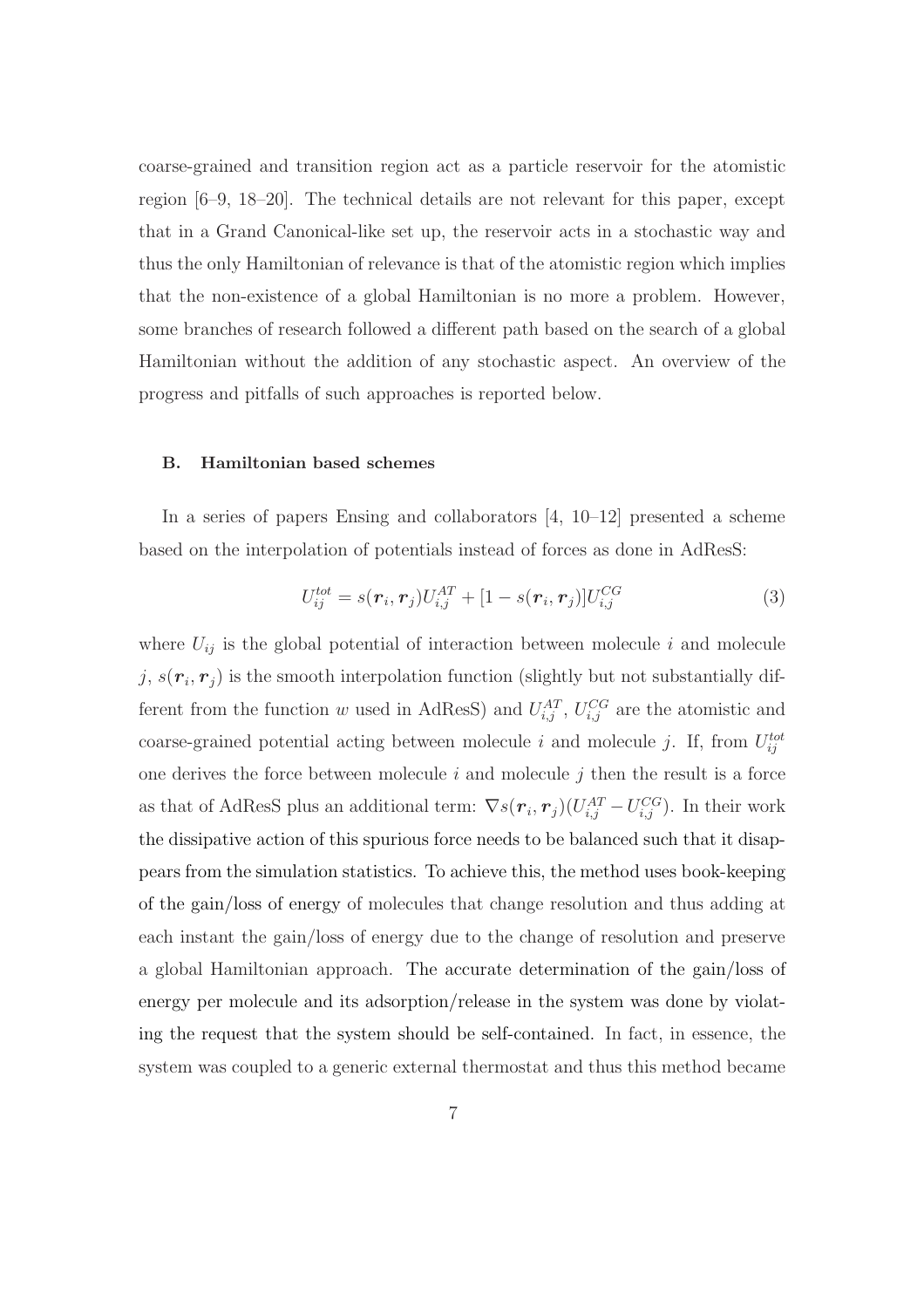coarse-grained and transition region act as a particle reservoir for the atomistic region [6–9, 18–20]. The technical details are not relevant for this paper, except that in a Grand Canonical-like set up, the reservoir acts in a stochastic way and thus the only Hamiltonian of relevance is that of the atomistic region which implies that the non-existence of a global Hamiltonian is no more a problem. However, some branches of research followed a different path based on the search of a global Hamiltonian without the addition of any stochastic aspect. An overview of the progress and pitfalls of such approaches is reported below.

### B. Hamiltonian based schemes

In a series of papers Ensing and collaborators [4, 10–12] presented a scheme based on the interpolation of potentials instead of forces as done in AdResS:

$$U^{tot}_{ij} = s(\boldsymbol{r}_i, \boldsymbol{r}_j)U^{AT}_{i,j} + [1 - s(\boldsymbol{r}_i, \boldsymbol{r}_j)]U^{CG}_{i,j} \tag{3}$$

where $U_{ij}$ is the global potential of interaction between molecule $i$ and molecule $j$, $s(\boldsymbol{r}_i, \boldsymbol{r}_j)$ is the smooth interpolation function (slightly but not substantially different from the function $w$ used in AdResS) and $U^{AT}_{i,j}$, $U^{CG}_{i,j}$ are the atomistic and coarse-grained potential acting between molecule $i$ and molecule $j$. If, from $U^{tot}_{ij}$ one derives the force between molecule $i$ and molecule $j$ then the result is a force as that of AdResS plus an additional term: $\nabla s(\boldsymbol{r}_i, \boldsymbol{r}_j)(U^{AT}_{i,j} - U^{CG}_{i,j})$. In their work the dissipative action of this spurious force needs to be balanced such that it disappears from the simulation statistics. To achieve this, the method uses book-keeping of the gain/loss of energy of molecules that change resolution and thus adding at each instant the gain/loss of energy due to the change of resolution and preserve a global Hamiltonian approach. The accurate determination of the gain/loss of energy per molecule and its adsorption/release in the system was done by violating the request that the system should be self-contained. In fact, in essence, the system was coupled to a generic external thermostat and thus this method became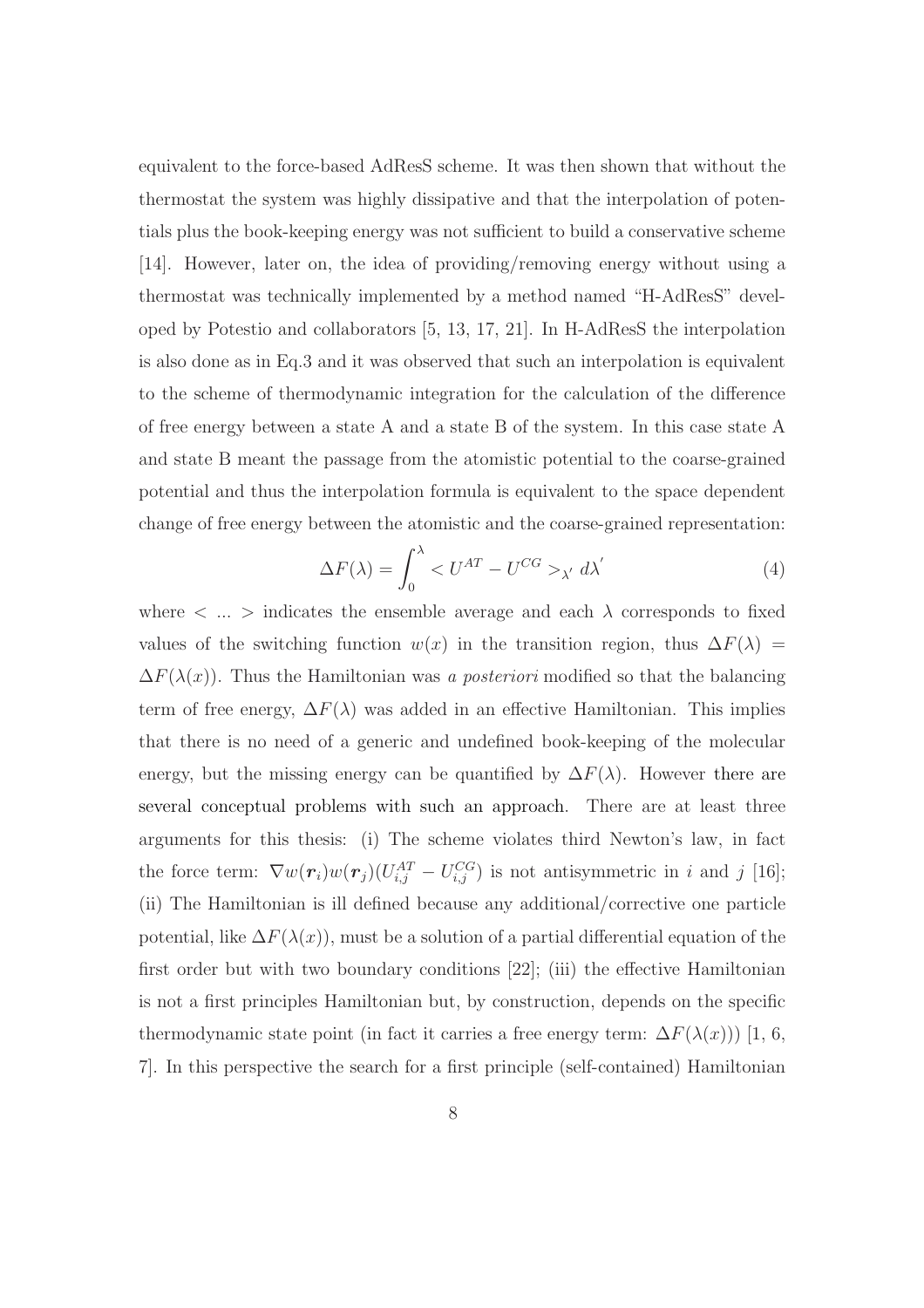equivalent to the force-based AdResS scheme. It was then shown that without the thermostat the system was highly dissipative and that the interpolation of potentials plus the book-keeping energy was not sufficient to build a conservative scheme [14]. However, later on, the idea of providing/removing energy without using a thermostat was technically implemented by a method named "H-AdResS" developed by Potestio and collaborators [5, 13, 17, 21]. In H-AdResS the interpolation is also done as in Eq.3 and it was observed that such an interpolation is equivalent to the scheme of thermodynamic integration for the calculation of the difference of free energy between a state A and a state B of the system. In this case state A and state B meant the passage from the atomistic potential to the coarse-grained potential and thus the interpolation formula is equivalent to the space dependent change of free energy between the atomistic and the coarse-grained representation:

$$\Delta F(\lambda) = \int_0^{\lambda} < U^{AT} - U^{CG} >_{\lambda'} d\lambda' \tag{4}$$

where $< ... >$ indicates the ensemble average and each $\lambda$ corresponds to fixed values of the switching function $w(x)$ in the transition region, thus $\Delta F(\lambda) = \Delta F(\lambda(x))$. Thus the Hamiltonian was *a posteriori* modified so that the balancing term of free energy, $\Delta F(\lambda)$ was added in an effective Hamiltonian. This implies that there is no need of a generic and undefined book-keeping of the molecular energy, but the missing energy can be quantified by $\Delta F(\lambda)$. However there are several conceptual problems with such an approach. There are at least three arguments for this thesis: (i) The scheme violates third Newton's law, in fact the force term: $\nabla w(\boldsymbol{r}_i) w(\boldsymbol{r}_j)(U^{AT}_{i,j} - U^{CG}_{i,j})$ is not antisymmetric in $i$ and $j$ [16]; (ii) The Hamiltonian is ill defined because any additional/corrective one particle potential, like $\Delta F(\lambda(x))$, must be a solution of a partial differential equation of the first order but with two boundary conditions [22]; (iii) the effective Hamiltonian is not a first principles Hamiltonian but, by construction, depends on the specific thermodynamic state point (in fact it carries a free energy term: $\Delta F(\lambda(x))$) [1, 6, 7]. In this perspective the search for a first principle (self-contained) Hamiltonian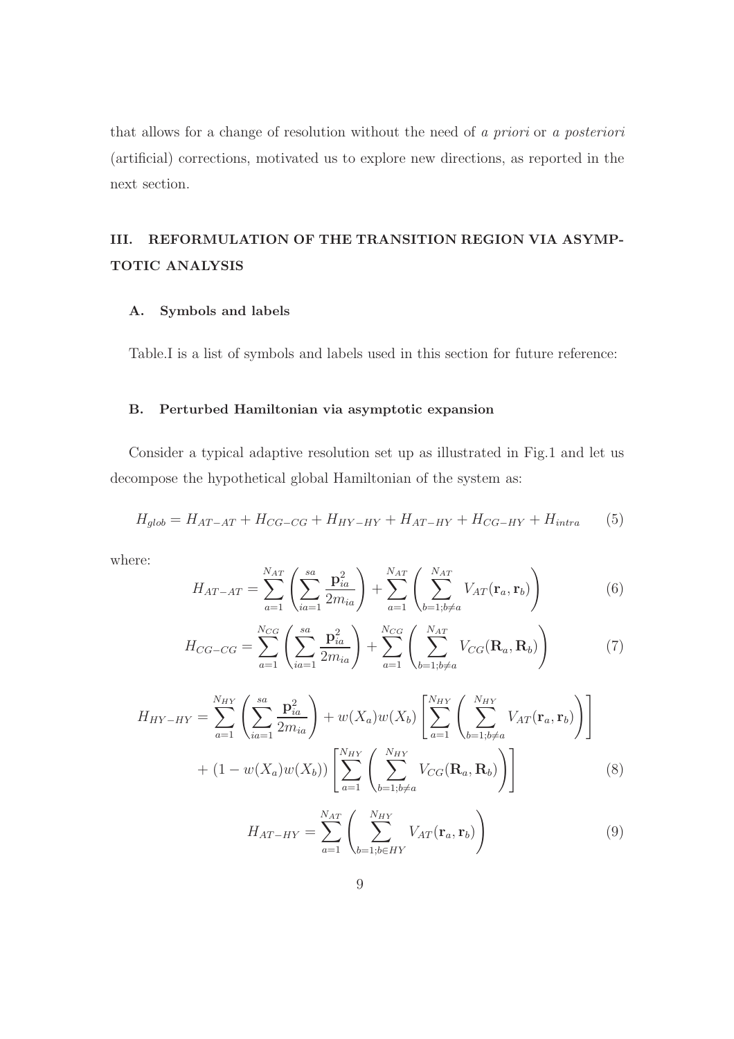that allows for a change of resolution without the need of *a priori* or *a posteriori* (artificial) corrections, motivated us to explore new directions, as reported in the next section.

## III. REFORMULATION OF THE TRANSITION REGION VIA ASYMPTOTIC ANALYSIS

### A. Symbols and labels

Table.I is a list of symbols and labels used in this section for future reference:

### B. Perturbed Hamiltonian via asymptotic expansion

Consider a typical adaptive resolution set up as illustrated in Fig.1 and let us decompose the hypothetical global Hamiltonian of the system as:

$$H_{glob} = H_{AT-AT} + H_{CG-CG} + H_{HY-HY} + H_{AT-HY} + H_{CG-HY} + H_{intra} \tag{5}$$

where:

$$H_{AT-AT} = \sum_{a=1}^{N_{AT}} \left( \sum_{ia=1}^{sa} \frac{\mathbf{p}_{ia}^2}{2m_{ia}} \right) + \sum_{a=1}^{N_{AT}} \left( \sum_{b=1;b\neq a}^{N_{AT}} V_{AT}(\mathbf{r}_a, \mathbf{r}_b) \right) \tag{6}$$

$$H_{CG-CG} = \sum_{a=1}^{N_{CG}} \left( \sum_{ia=1}^{sa} \frac{\mathbf{p}_{ia}^2}{2m_{ia}} \right) + \sum_{a=1}^{N_{CG}} \left( \sum_{b=1;b\neq a}^{N_{AT}} V_{CG}(\mathbf{R}_a, \mathbf{R}_b) \right) \tag{7}$$

$$\begin{aligned} H_{HY-HY} = \sum_{a=1}^{N_{HY}} \left( \sum_{ia=1}^{sa} \frac{\mathbf{p}_{ia}^2}{2m_{ia}} \right) &+ w(X_a)w(X_b) \left[ \sum_{a=1}^{N_{HY}} \left( \sum_{b=1;b\neq a}^{N_{HY}} V_{AT}(\mathbf{r}_a, \mathbf{r}_b) \right) \right] \\ &+ (1 - w(X_a)w(X_b)) \left[ \sum_{a=1}^{N_{HY}} \left( \sum_{b=1;b\neq a}^{N_{HY}} V_{CG}(\mathbf{R}_a, \mathbf{R}_b) \right) \right] \end{aligned} \tag{8}$$

$$H_{AT-HY} = \sum_{a=1}^{N_{AT}} \left( \sum_{b=1;b\in HY}^{N_{HY}} V_{AT}(\mathbf{r}_a, \mathbf{r}_b) \right) \tag{9}$$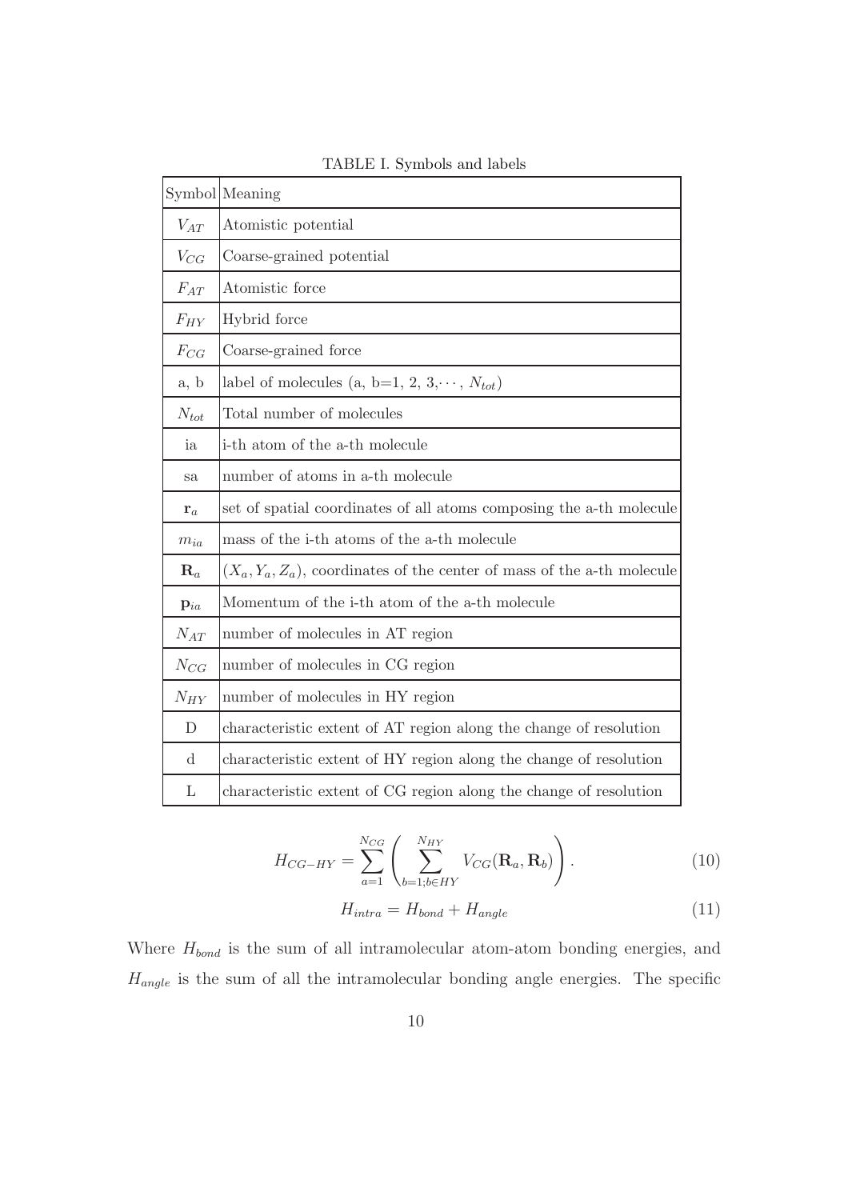TABLE I. Symbols and labels

| Symbol | Meaning |
|---|---|
| $V_{AT}$ | Atomistic potential |
| $V_{CG}$ | Coarse-grained potential |
| $F_{AT}$ | Atomistic force |
| $F_{HY}$ | Hybrid force |
| $F_{CG}$ | Coarse-grained force |
| a, b | label of molecules (a, b=1, 2, 3,$\cdots$, $N_{tot}$) |
| $N_{tot}$ | Total number of molecules |
| ia | i-th atom of the a-th molecule |
| sa | number of atoms in a-th molecule |
| $\mathbf{r}_a$ | set of spatial coordinates of all atoms composing the a-th molecule |
| $m_{ia}$ | mass of the i-th atoms of the a-th molecule |
| $\mathbf{R}_a$ | $(X_a, Y_a, Z_a)$, coordinates of the center of mass of the a-th molecule |
| $\mathbf{p}_{ia}$ | Momentum of the i-th atom of the a-th molecule |
| $N_{AT}$ | number of molecules in AT region |
| $N_{CG}$ | number of molecules in CG region |
| $N_{HY}$ | number of molecules in HY region |
| D | characteristic extent of AT region along the change of resolution |
| d | characteristic extent of HY region along the change of resolution |
| L | characteristic extent of CG region along the change of resolution |

$$H_{CG-HY} = \sum_{a=1}^{N_{CG}} \left( \sum_{b=1;b\in HY}^{N_{HY}} V_{CG}(\mathbf{R}_a, \mathbf{R}_b) \right). \tag{10}$$

$$H_{intra} = H_{bond} + H_{angle} \tag{11}$$

Where $H_{bond}$ is the sum of all intramolecular atom-atom bonding energies, and $H_{angle}$ is the sum of all the intramolecular bonding angle energies. The specific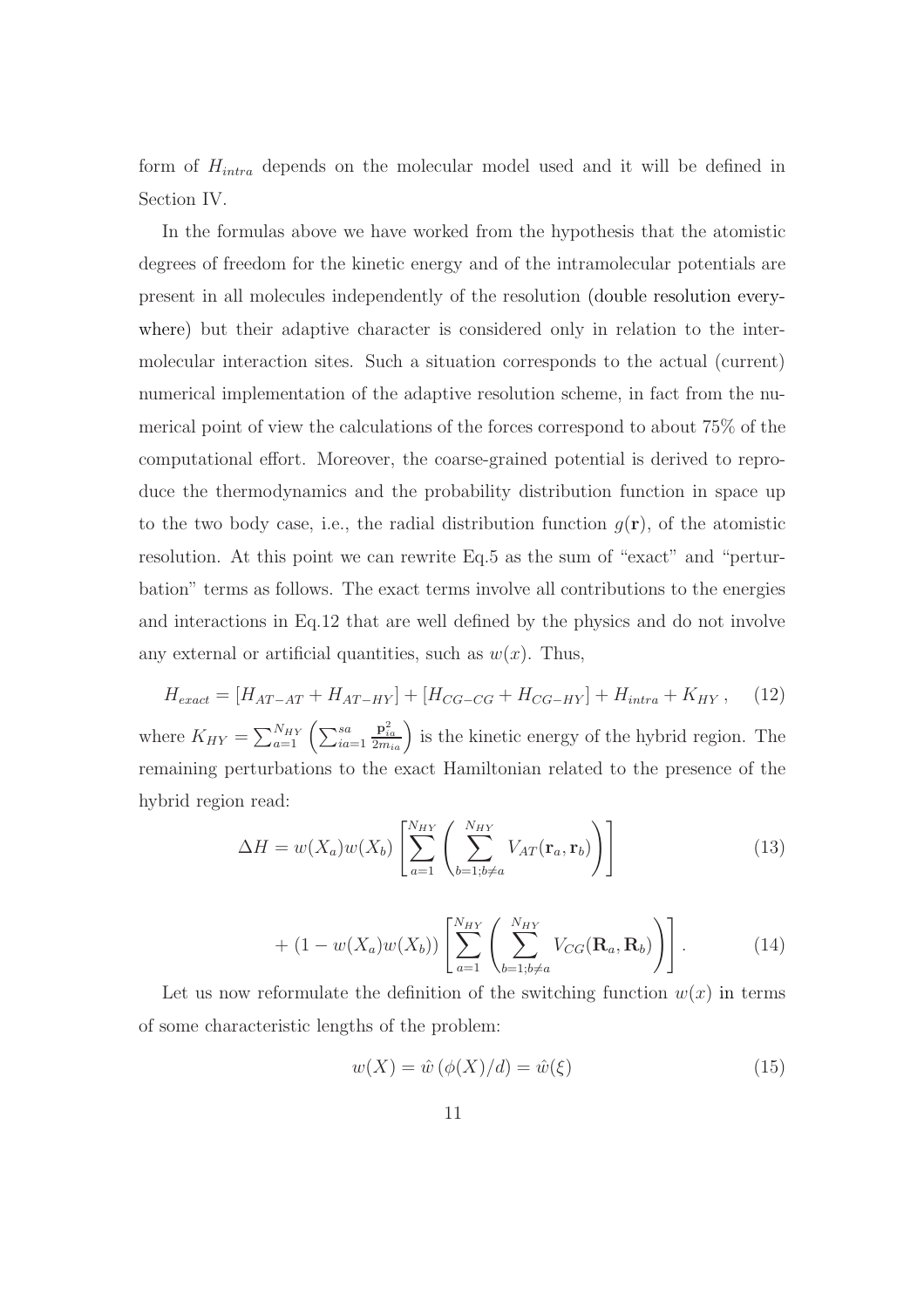form of $H_{intra}$ depends on the molecular model used and it will be defined in Section IV.

In the formulas above we have worked from the hypothesis that the atomistic degrees of freedom for the kinetic energy and of the intramolecular potentials are present in all molecules independently of the resolution (double resolution everywhere) but their adaptive character is considered only in relation to the intermolecular interaction sites. Such a situation corresponds to the actual (current) numerical implementation of the adaptive resolution scheme, in fact from the numerical point of view the calculations of the forces correspond to about 75% of the computational effort. Moreover, the coarse-grained potential is derived to reproduce the thermodynamics and the probability distribution function in space up to the two body case, i.e., the radial distribution function $g(\mathbf{r})$, of the atomistic resolution. At this point we can rewrite Eq.5 as the sum of "exact" and "perturbation" terms as follows. The exact terms involve all contributions to the energies and interactions in Eq.12 that are well defined by the physics and do not involve any external or artificial quantities, such as $w(x)$. Thus,

$$H_{exact} = [H_{AT-AT} + H_{AT-HY}] + [H_{CG-CG} + H_{CG-HY}] + H_{intra} + K_{HY} \,, \qquad (12)$$

where $K_{HY} = \sum_{a=1}^{N_{HY}} \left( \sum_{ia=1}^{sa} \frac{\mathbf{p}_{ia}^2}{2m_{ia}} \right)$ is the kinetic energy of the hybrid region. The remaining perturbations to the exact Hamiltonian related to the presence of the hybrid region read:

$$\Delta H = w(X_a)w(X_b) \left[ \sum_{a=1}^{N_{HY}} \left( \sum_{b=1;b\neq a}^{N_{HY}} V_{AT}(\mathbf{r}_a, \mathbf{r}_b) \right) \right] \qquad (13)$$

$$+ \,(1 - w(X_a)w(X_b)) \left[ \sum_{a=1}^{N_{HY}} \left( \sum_{b=1;b\neq a}^{N_{HY}} V_{CG}(\mathbf{R}_a, \mathbf{R}_b) \right) \right]. \qquad (14)$$

Let us now reformulate the definition of the switching function $w(x)$ in terms of some characteristic lengths of the problem:

$$w(X) = \hat{w}\left(\phi(X)/d\right) = \hat{w}(\xi) \qquad (15)$$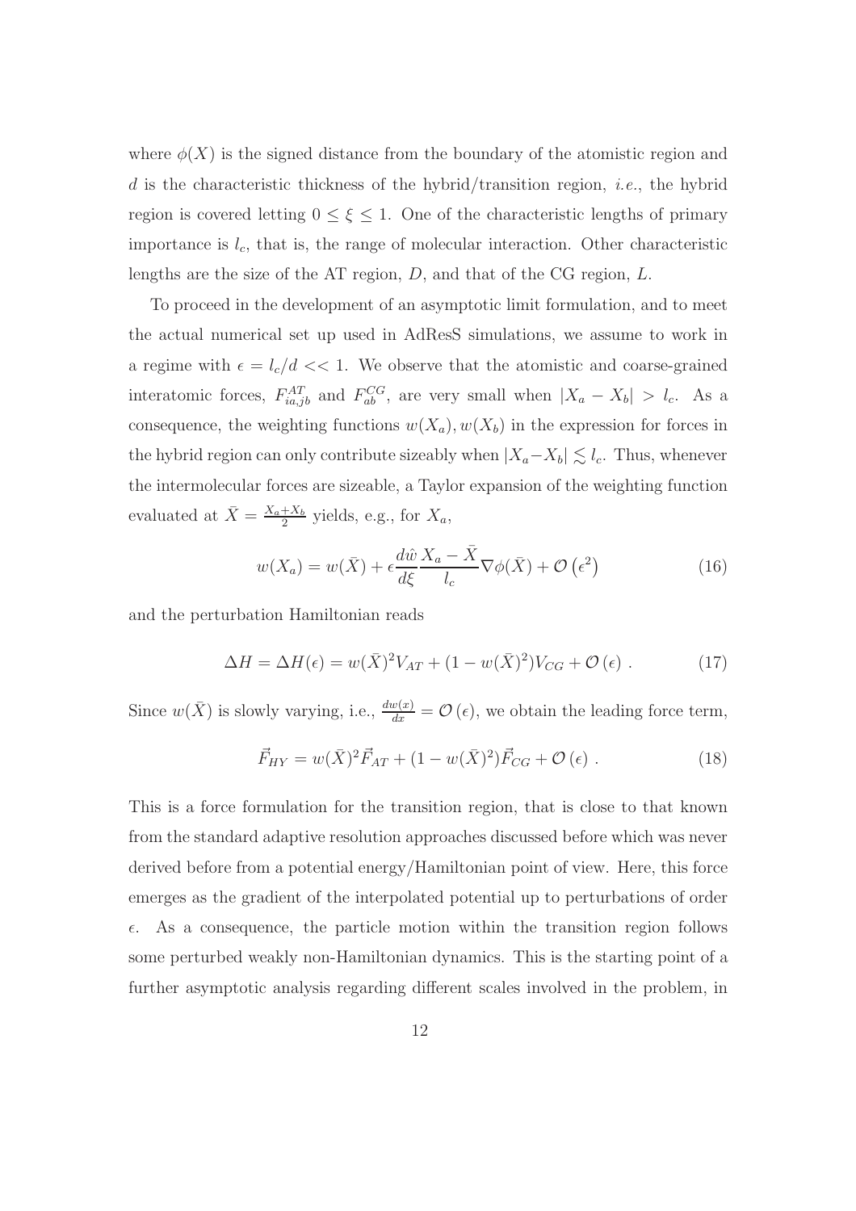where $\phi(X)$ is the signed distance from the boundary of the atomistic region and $d$ is the characteristic thickness of the hybrid/transition region, *i.e.*, the hybrid region is covered letting $0 \leq \xi \leq 1$. One of the characteristic lengths of primary importance is $l_c$, that is, the range of molecular interaction. Other characteristic lengths are the size of the AT region, $D$, and that of the CG region, $L$.

To proceed in the development of an asymptotic limit formulation, and to meet the actual numerical set up used in AdResS simulations, we assume to work in a regime with $\epsilon = l_c/d << 1$. We observe that the atomistic and coarse-grained interatomic forces, $F^{AT}_{ia,jb}$ and $F^{CG}_{ab}$, are very small when $|X_a - X_b| > l_c$. As a consequence, the weighting functions $w(X_a), w(X_b)$ in the expression for forces in the hybrid region can only contribute sizeably when $|X_a - X_b| \lesssim l_c$. Thus, whenever the intermolecular forces are sizeable, a Taylor expansion of the weighting function evaluated at $\bar{X} = \frac{X_a + X_b}{2}$ yields, e.g., for $X_a$,

$$w(X_a) = w(\bar{X}) + \epsilon \frac{d\hat{w}}{d\xi} \frac{X_a - \bar{X}}{l_c} \nabla\phi(\bar{X}) + \mathcal{O}\left(\epsilon^2\right) \tag{16}$$

and the perturbation Hamiltonian reads

$$\Delta H = \Delta H(\epsilon) = w(\bar{X})^2 V_{AT} + (1 - w(\bar{X})^2) V_{CG} + \mathcal{O}\left(\epsilon\right) . \tag{17}$$

Since $w(\bar{X})$ is slowly varying, i.e., $\frac{dw(x)}{dx} = \mathcal{O}\left(\epsilon\right)$, we obtain the leading force term,

$$\vec{F}_{HY} = w(\bar{X})^2 \vec{F}_{AT} + (1 - w(\bar{X})^2) \vec{F}_{CG} + \mathcal{O}\left(\epsilon\right) . \tag{18}$$

This is a force formulation for the transition region, that is close to that known from the standard adaptive resolution approaches discussed before which was never derived before from a potential energy/Hamiltonian point of view. Here, this force emerges as the gradient of the interpolated potential up to perturbations of order $\epsilon$. As a consequence, the particle motion within the transition region follows some perturbed weakly non-Hamiltonian dynamics. This is the starting point of a further asymptotic analysis regarding different scales involved in the problem, in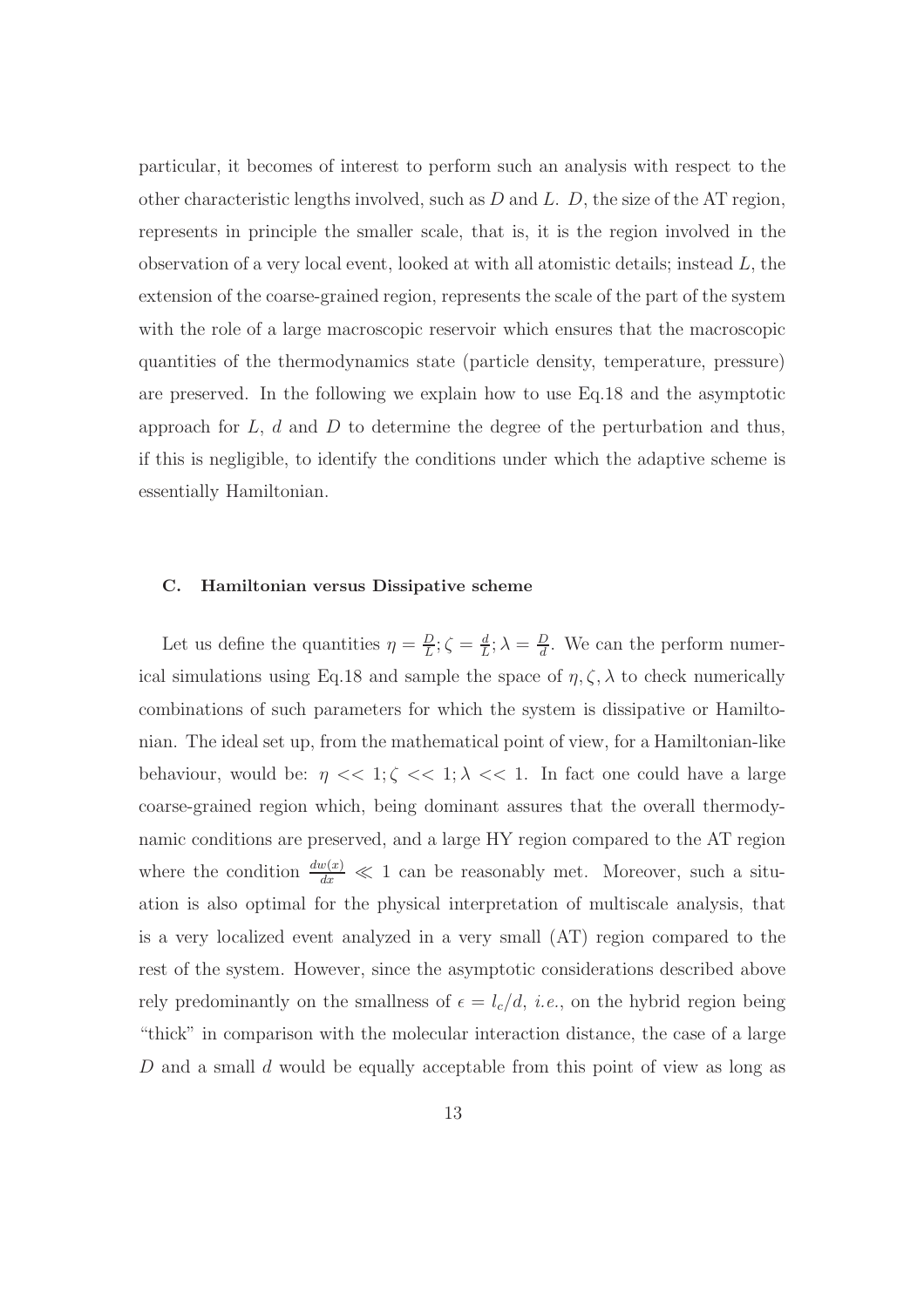particular, it becomes of interest to perform such an analysis with respect to the other characteristic lengths involved, such as $D$ and $L$. $D$, the size of the AT region, represents in principle the smaller scale, that is, it is the region involved in the observation of a very local event, looked at with all atomistic details; instead $L$, the extension of the coarse-grained region, represents the scale of the part of the system with the role of a large macroscopic reservoir which ensures that the macroscopic quantities of the thermodynamics state (particle density, temperature, pressure) are preserved. In the following we explain how to use Eq.18 and the asymptotic approach for $L$, $d$ and $D$ to determine the degree of the perturbation and thus, if this is negligible, to identify the conditions under which the adaptive scheme is essentially Hamiltonian.

### C. Hamiltonian versus Dissipative scheme

Let us define the quantities $\eta = \frac{D}{L}; \zeta = \frac{d}{L}; \lambda = \frac{D}{d}$. We can the perform numerical simulations using Eq.18 and sample the space of $\eta, \zeta, \lambda$ to check numerically combinations of such parameters for which the system is dissipative or Hamiltonian. The ideal set up, from the mathematical point of view, for a Hamiltonian-like behaviour, would be: $\eta << 1; \zeta << 1; \lambda << 1$. In fact one could have a large coarse-grained region which, being dominant assures that the overall thermodynamic conditions are preserved, and a large HY region compared to the AT region where the condition $\frac{dw(x)}{dx} \ll 1$ can be reasonably met. Moreover, such a situation is also optimal for the physical interpretation of multiscale analysis, that is a very localized event analyzed in a very small (AT) region compared to the rest of the system. However, since the asymptotic considerations described above rely predominantly on the smallness of $\epsilon = l_c/d$, *i.e.*, on the hybrid region being "thick" in comparison with the molecular interaction distance, the case of a large $D$ and a small $d$ would be equally acceptable from this point of view as long as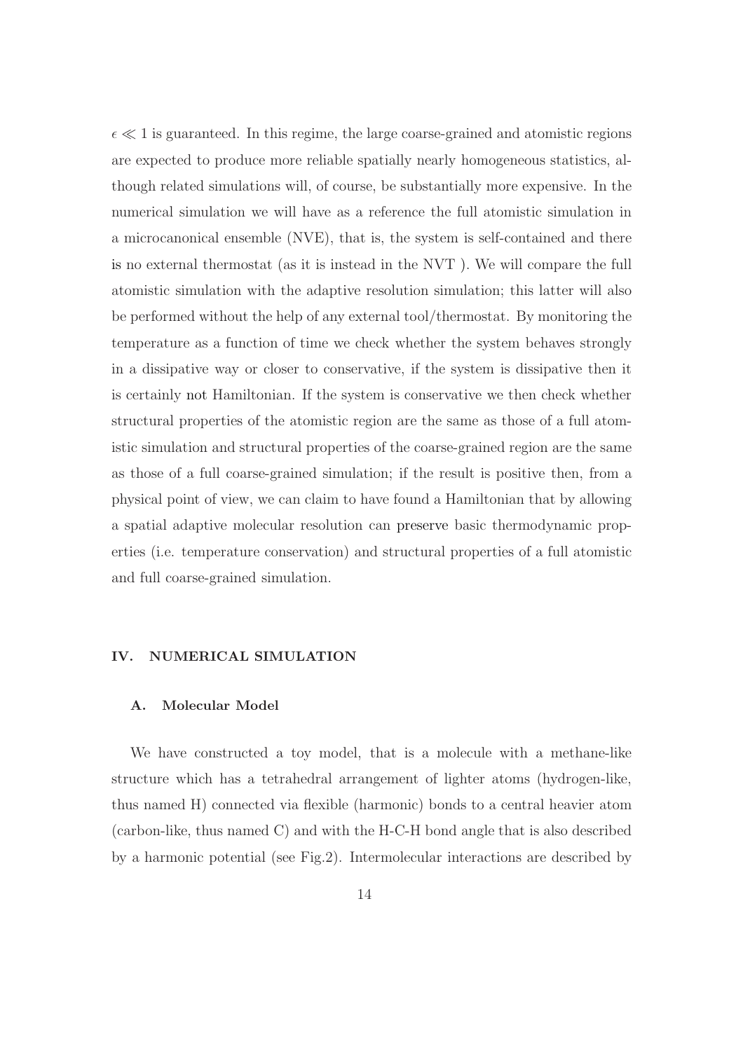$\epsilon \ll 1$ is guaranteed. In this regime, the large coarse-grained and atomistic regions are expected to produce more reliable spatially nearly homogeneous statistics, although related simulations will, of course, be substantially more expensive. In the numerical simulation we will have as a reference the full atomistic simulation in a microcanonical ensemble (NVE), that is, the system is self-contained and there is no external thermostat (as it is instead in the NVT ). We will compare the full atomistic simulation with the adaptive resolution simulation; this latter will also be performed without the help of any external tool/thermostat. By monitoring the temperature as a function of time we check whether the system behaves strongly in a dissipative way or closer to conservative, if the system is dissipative then it is certainly not Hamiltonian. If the system is conservative we then check whether structural properties of the atomistic region are the same as those of a full atomistic simulation and structural properties of the coarse-grained region are the same as those of a full coarse-grained simulation; if the result is positive then, from a physical point of view, we can claim to have found a Hamiltonian that by allowing a spatial adaptive molecular resolution can preserve basic thermodynamic properties (i.e. temperature conservation) and structural properties of a full atomistic and full coarse-grained simulation.

## IV. NUMERICAL SIMULATION

### A. Molecular Model

We have constructed a toy model, that is a molecule with a methane-like structure which has a tetrahedral arrangement of lighter atoms (hydrogen-like, thus named H) connected via flexible (harmonic) bonds to a central heavier atom (carbon-like, thus named C) and with the H-C-H bond angle that is also described by a harmonic potential (see Fig.2). Intermolecular interactions are described by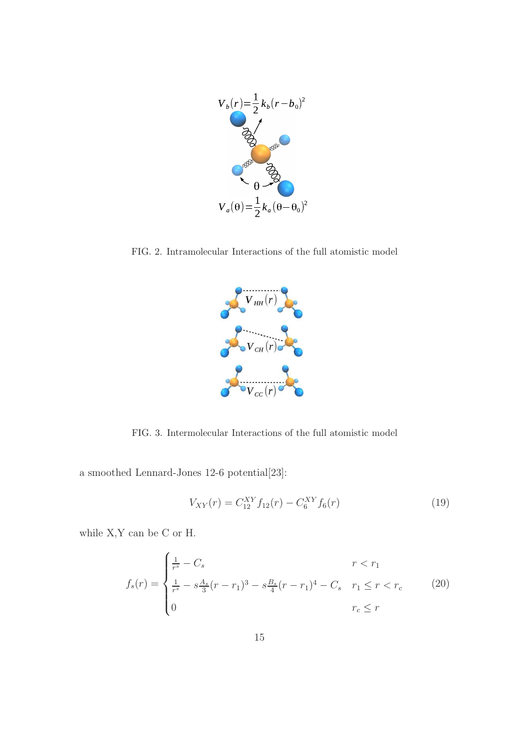FIG. 2. Intramolecular Interactions of the full atomistic model

FIG. 3. Intermolecular Interactions of the full atomistic model

a smoothed Lennard-Jones 12-6 potential[23]:

$$V_{XY}(r) = C_{12}^{XY} f_{12}(r) - C_6^{XY} f_6(r) \tag{19}$$

while X,Y can be C or H.

$$f_s(r) = \begin{cases} \frac{1}{r^s} - C_s & r < r_1 \\ \frac{1}{r^s} - s\frac{A_s}{3}(r - r_1)^3 - s\frac{B_s}{4}(r - r_1)^4 - C_s & r_1 \leq r < r_c \\ 0 & r_c \leq r \end{cases} \tag{20}$$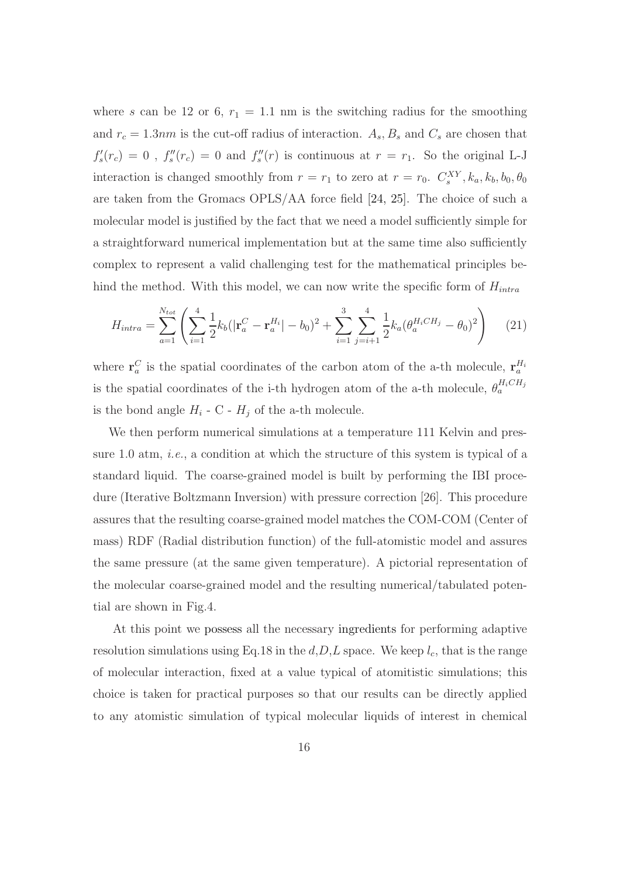where $s$ can be 12 or 6, $r_1 = 1.1$ nm is the switching radius for the smoothing and $r_c = 1.3nm$ is the cut-off radius of interaction. $A_s, B_s$ and $C_s$ are chosen that $f_s'(r_c) = 0$ , $f_s''(r_c) = 0$ and $f_s''(r)$ is continuous at $r = r_1$. So the original L-J interaction is changed smoothly from $r = r_1$ to zero at $r = r_0$. $C_s^{XY}, k_a, k_b, b_0, \theta_0$ are taken from the Gromacs OPLS/AA force field [24, 25]. The choice of such a molecular model is justified by the fact that we need a model sufficiently simple for a straightforward numerical implementation but at the same time also sufficiently complex to represent a valid challenging test for the mathematical principles behind the method. With this model, we can now write the specific form of $H_{intra}$

$$H_{intra} = \sum_{a=1}^{N_{tot}} \left( \sum_{i=1}^{4} \frac{1}{2} k_b (|\mathbf{r}_a^C - \mathbf{r}_a^{H_i}| - b_0)^2 + \sum_{i=1}^{3} \sum_{j=i+1}^{4} \frac{1}{2} k_a (\theta_a^{H_i CH_j} - \theta_0)^2 \right) \tag{21}$$

where $\mathbf{r}_a^C$ is the spatial coordinates of the carbon atom of the a-th molecule, $\mathbf{r}_a^{H_i}$ is the spatial coordinates of the i-th hydrogen atom of the a-th molecule, $\theta_a^{H_i CH_j}$ is the bond angle $H_i$ - C - $H_j$ of the a-th molecule.

We then perform numerical simulations at a temperature 111 Kelvin and pressure 1.0 atm, *i.e.*, a condition at which the structure of this system is typical of a standard liquid. The coarse-grained model is built by performing the IBI procedure (Iterative Boltzmann Inversion) with pressure correction [26]. This procedure assures that the resulting coarse-grained model matches the COM-COM (Center of mass) RDF (Radial distribution function) of the full-atomistic model and assures the same pressure (at the same given temperature). A pictorial representation of the molecular coarse-grained model and the resulting numerical/tabulated potential are shown in Fig.4.

At this point we possess all the necessary ingredients for performing adaptive resolution simulations using Eq.18 in the $d$,$D$,$L$ space. We keep $l_c$, that is the range of molecular interaction, fixed at a value typical of atomistic simulations; this choice is taken for practical purposes so that our results can be directly applied to any atomistic simulation of typical molecular liquids of interest in chemical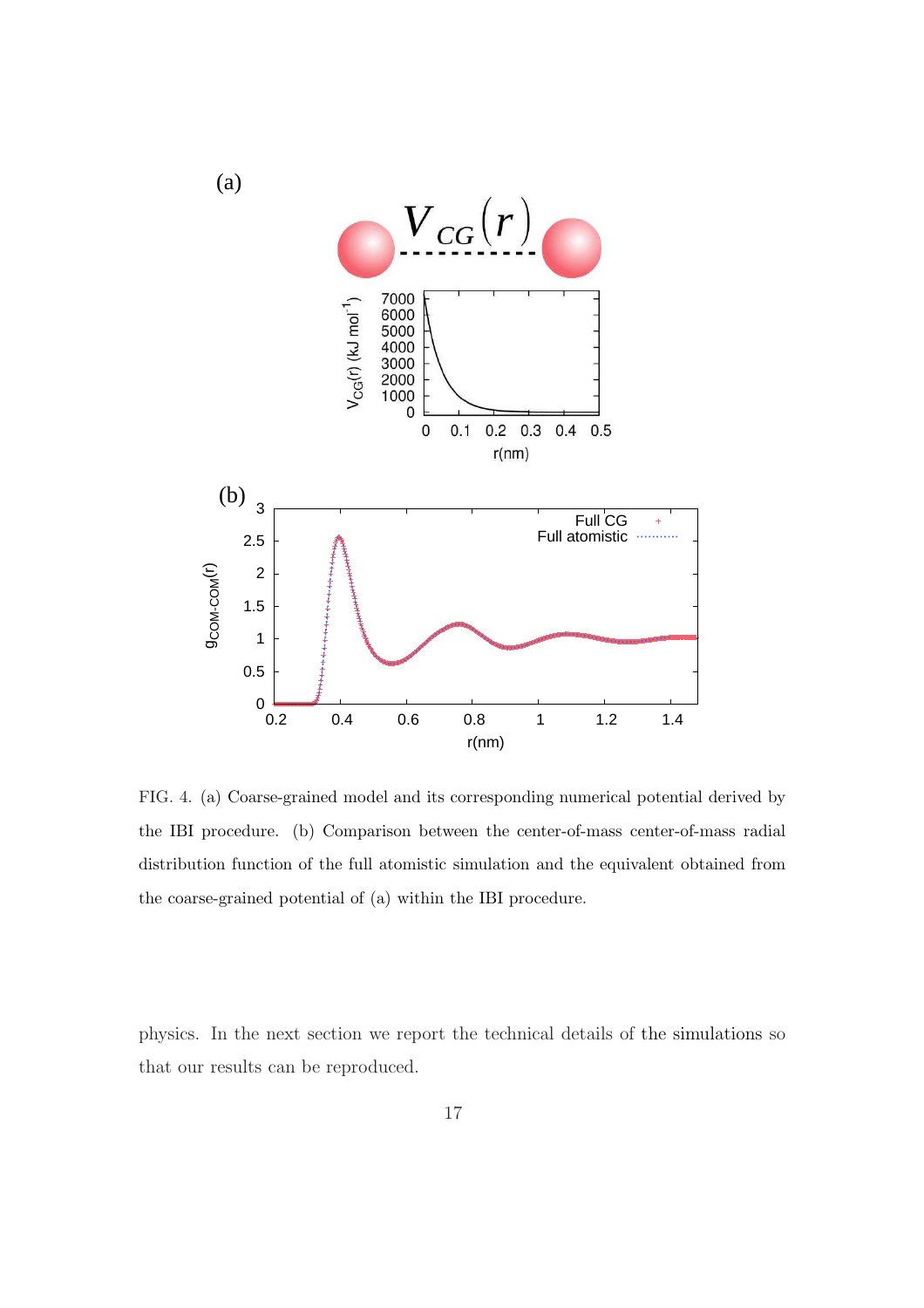FIG. 4. (a) Coarse-grained model and its corresponding numerical potential derived by the IBI procedure. (b) Comparison between the center-of-mass center-of-mass radial distribution function of the full atomistic simulation and the equivalent obtained from the coarse-grained potential of (a) within the IBI procedure.

physics. In the next section we report the technical details of the simulations so that our results can be reproduced.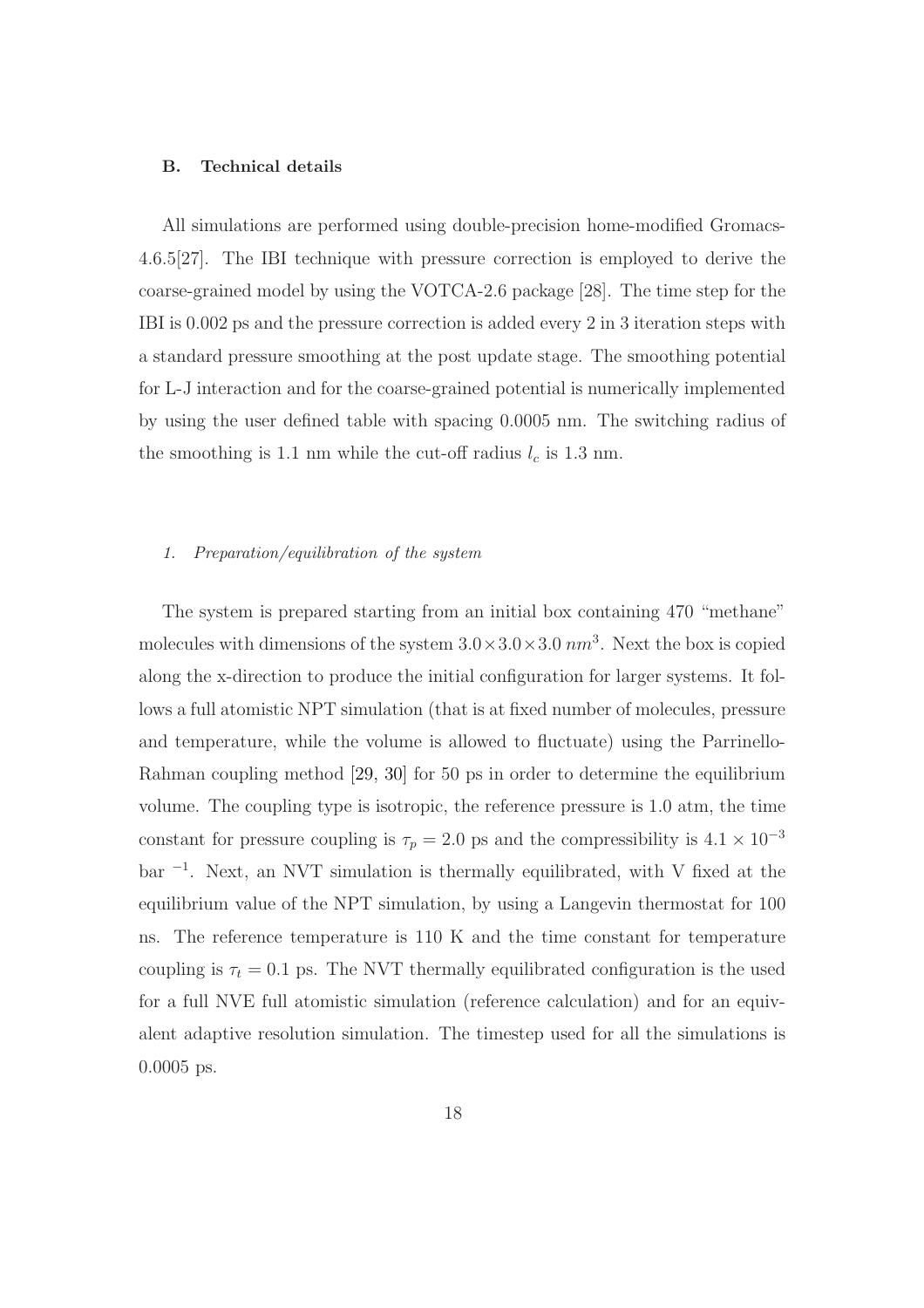### B. Technical details

All simulations are performed using double-precision home-modified Gromacs-4.6.5[27]. The IBI technique with pressure correction is employed to derive the coarse-grained model by using the VOTCA-2.6 package [28]. The time step for the IBI is 0.002 ps and the pressure correction is added every 2 in 3 iteration steps with a standard pressure smoothing at the post update stage. The smoothing potential for L-J interaction and for the coarse-grained potential is numerically implemented by using the user defined table with spacing 0.0005 nm. The switching radius of the smoothing is 1.1 nm while the cut-off radius $l_c$ is 1.3 nm.

#### *1. Preparation/equilibration of the system*

The system is prepared starting from an initial box containing 470 "methane" molecules with dimensions of the system $3.0 \times 3.0 \times 3.0\ nm^3$. Next the box is copied along the x-direction to produce the initial configuration for larger systems. It follows a full atomistic NPT simulation (that is at fixed number of molecules, pressure and temperature, while the volume is allowed to fluctuate) using the Parrinello-Rahman coupling method [29, 30] for 50 ps in order to determine the equilibrium volume. The coupling type is isotropic, the reference pressure is 1.0 atm, the time constant for pressure coupling is $\tau_p = 2.0$ ps and the compressibility is $4.1 \times 10^{-3}$ bar $^{-1}$. Next, an NVT simulation is thermally equilibrated, with V fixed at the equilibrium value of the NPT simulation, by using a Langevin thermostat for 100 ns. The reference temperature is 110 K and the time constant for temperature coupling is $\tau_t = 0.1$ ps. The NVT thermally equilibrated configuration is the used for a full NVE full atomistic simulation (reference calculation) and for an equivalent adaptive resolution simulation. The timestep used for all the simulations is 0.0005 ps.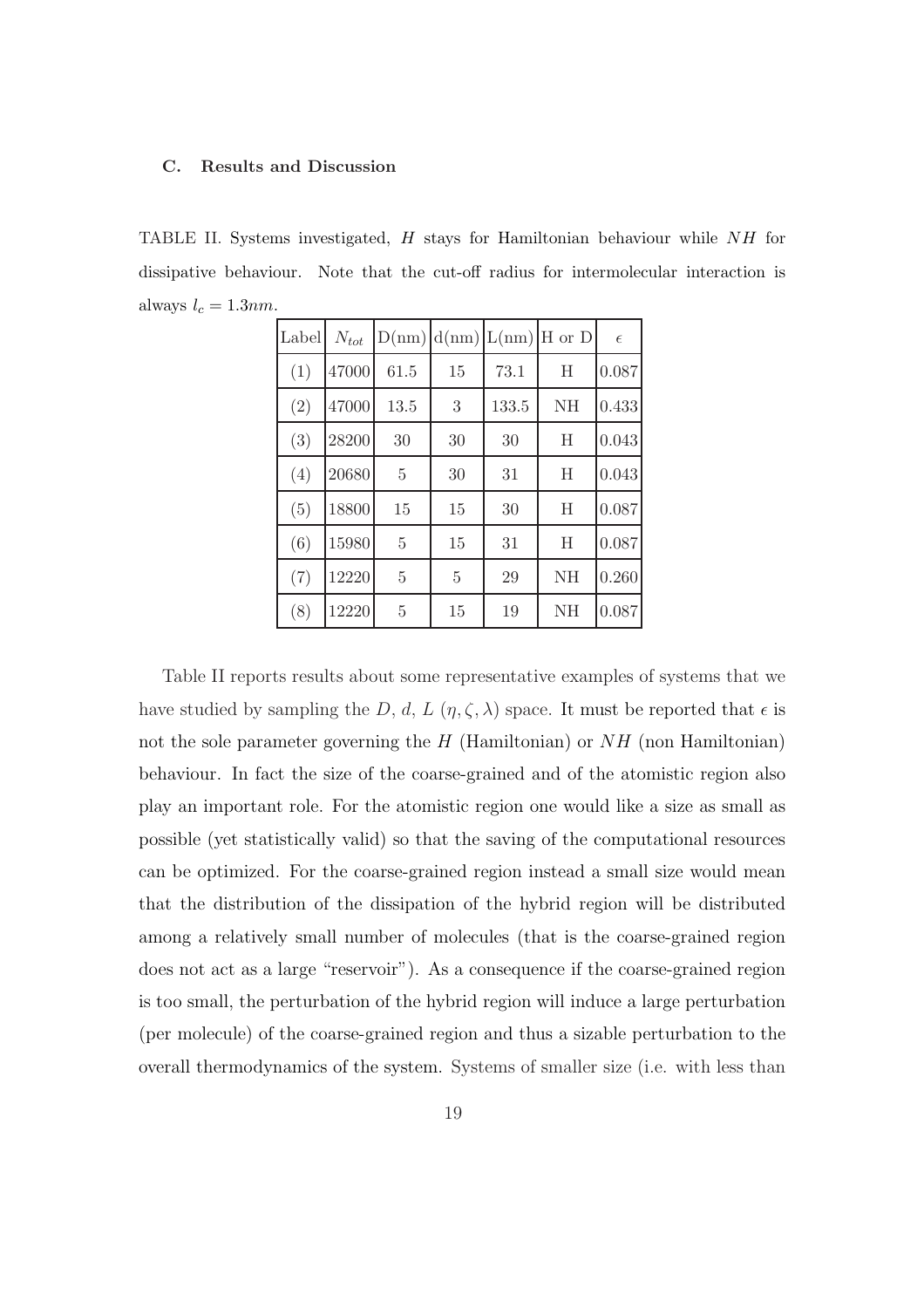### C. Results and Discussion

TABLE II. Systems investigated, $H$ stays for Hamiltonian behaviour while $NH$ for dissipative behaviour. Note that the cut-off radius for intermolecular interaction is always $l_c = 1.3nm$.

| Label | $N_{tot}$ | D(nm) | d(nm) | L(nm) | H or D | $\epsilon$ |
|---|---|---|---|---|---|---|
| (1) | 47000 | 61.5 | 15 | 73.1 | H | 0.087 |
| (2) | 47000 | 13.5 | 3 | 133.5 | NH | 0.433 |
| (3) | 28200 | 30 | 30 | 30 | H | 0.043 |
| (4) | 20680 | 5 | 30 | 31 | H | 0.043 |
| (5) | 18800 | 15 | 15 | 30 | H | 0.087 |
| (6) | 15980 | 5 | 15 | 31 | H | 0.087 |
| (7) | 12220 | 5 | 5 | 29 | NH | 0.260 |
| (8) | 12220 | 5 | 15 | 19 | NH | 0.087 |

Table II reports results about some representative examples of systems that we have studied by sampling the $D$, $d$, $L$ $(\eta, \zeta, \lambda)$ space. It must be reported that $\epsilon$ is not the sole parameter governing the $H$ (Hamiltonian) or $NH$ (non Hamiltonian) behaviour. In fact the size of the coarse-grained and of the atomistic region also play an important role. For the atomistic region one would like a size as small as possible (yet statistically valid) so that the saving of the computational resources can be optimized. For the coarse-grained region instead a small size would mean that the distribution of the dissipation of the hybrid region will be distributed among a relatively small number of molecules (that is the coarse-grained region does not act as a large "reservoir"). As a consequence if the coarse-grained region is too small, the perturbation of the hybrid region will induce a large perturbation (per molecule) of the coarse-grained region and thus a sizable perturbation to the overall thermodynamics of the system. Systems of smaller size (i.e. with less than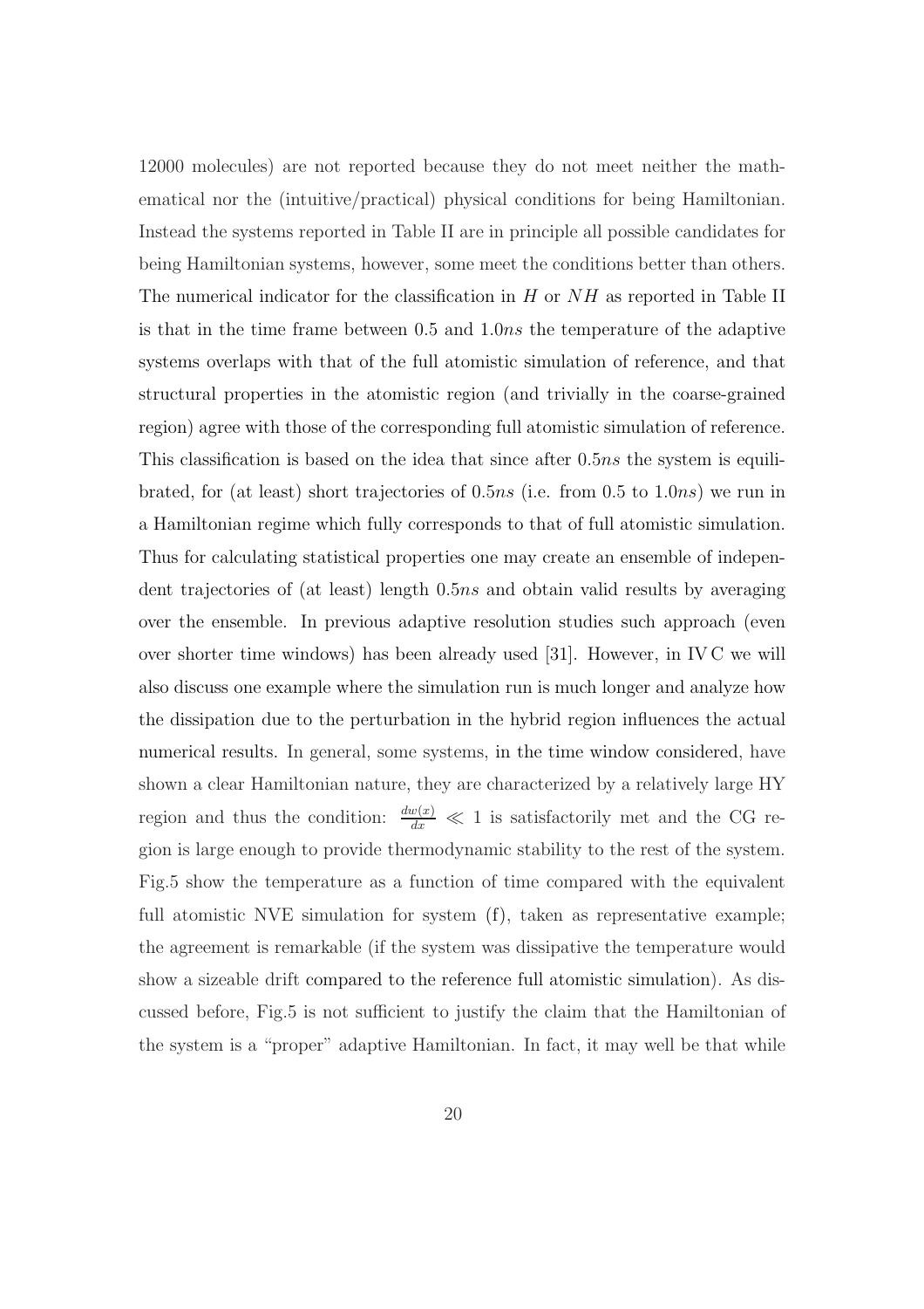12000 molecules) are not reported because they do not meet neither the mathematical nor the (intuitive/practical) physical conditions for being Hamiltonian. Instead the systems reported in Table II are in principle all possible candidates for being Hamiltonian systems, however, some meet the conditions better than others. The numerical indicator for the classification in $H$ or $NH$ as reported in Table II is that in the time frame between 0.5 and $1.0ns$ the temperature of the adaptive systems overlaps with that of the full atomistic simulation of reference, and that structural properties in the atomistic region (and trivially in the coarse-grained region) agree with those of the corresponding full atomistic simulation of reference. This classification is based on the idea that since after $0.5ns$ the system is equilibrated, for (at least) short trajectories of $0.5ns$ (i.e. from 0.5 to $1.0ns$) we run in a Hamiltonian regime which fully corresponds to that of full atomistic simulation. Thus for calculating statistical properties one may create an ensemble of independent trajectories of (at least) length $0.5ns$ and obtain valid results by averaging over the ensemble. In previous adaptive resolution studies such approach (even over shorter time windows) has been already used [31]. However, in IV C we will also discuss one example where the simulation run is much longer and analyze how the dissipation due to the perturbation in the hybrid region influences the actual numerical results. In general, some systems, in the time window considered, have shown a clear Hamiltonian nature, they are characterized by a relatively large HY region and thus the condition: $\frac{dw(x)}{dx} \ll 1$ is satisfactorily met and the CG region is large enough to provide thermodynamic stability to the rest of the system. Fig.5 show the temperature as a function of time compared with the equivalent full atomistic NVE simulation for system (f), taken as representative example; the agreement is remarkable (if the system was dissipative the temperature would show a sizeable drift compared to the reference full atomistic simulation). As discussed before, Fig.5 is not sufficient to justify the claim that the Hamiltonian of the system is a "proper" adaptive Hamiltonian. In fact, it may well be that while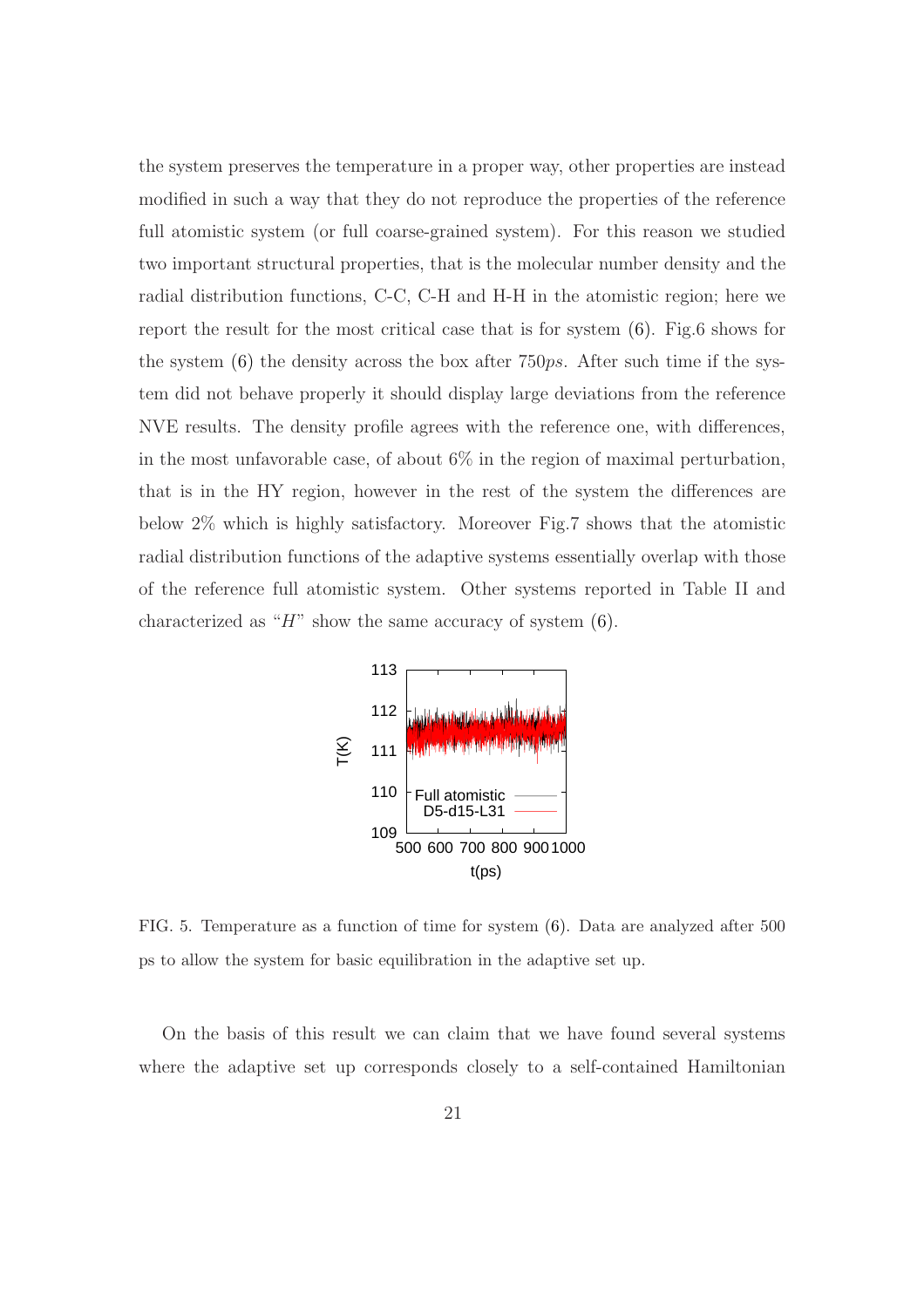the system preserves the temperature in a proper way, other properties are instead modified in such a way that they do not reproduce the properties of the reference full atomistic system (or full coarse-grained system). For this reason we studied two important structural properties, that is the molecular number density and the radial distribution functions, C-C, C-H and H-H in the atomistic region; here we report the result for the most critical case that is for system (6). Fig.6 shows for the system (6) the density across the box after 750*ps*. After such time if the system did not behave properly it should display large deviations from the reference NVE results. The density profile agrees with the reference one, with differences, in the most unfavorable case, of about 6% in the region of maximal perturbation, that is in the HY region, however in the rest of the system the differences are below 2% which is highly satisfactory. Moreover Fig.7 shows that the atomistic radial distribution functions of the adaptive systems essentially overlap with those of the reference full atomistic system. Other systems reported in Table II and characterized as "$H$" show the same accuracy of system (6).

FIG. 5. Temperature as a function of time for system (6). Data are analyzed after 500 ps to allow the system for basic equilibration in the adaptive set up.

On the basis of this result we can claim that we have found several systems where the adaptive set up corresponds closely to a self-contained Hamiltonian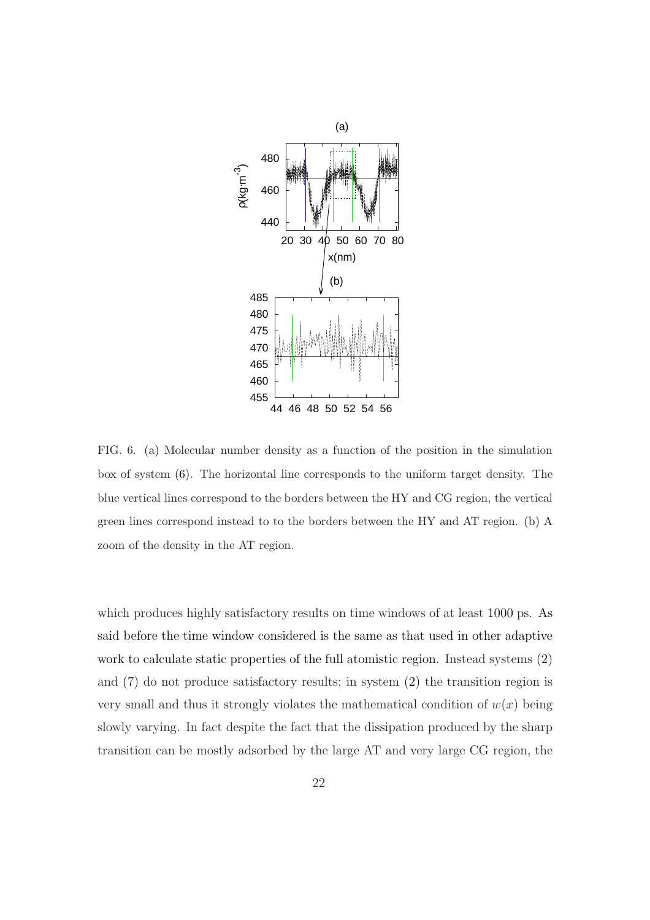FIG. 6. (a) Molecular number density as a function of the position in the simulation box of system (6). The horizontal line corresponds to the uniform target density. The blue vertical lines correspond to the borders between the HY and CG region, the vertical green lines correspond instead to to the borders between the HY and AT region. (b) A zoom of the density in the AT region.

which produces highly satisfactory results on time windows of at least 1000 ps. As said before the time window considered is the same as that used in other adaptive work to calculate static properties of the full atomistic region. Instead systems (2) and (7) do not produce satisfactory results; in system (2) the transition region is very small and thus it strongly violates the mathematical condition of $w(x)$ being slowly varying. In fact despite the fact that the dissipation produced by the sharp transition can be mostly adsorbed by the large AT and very large CG region, the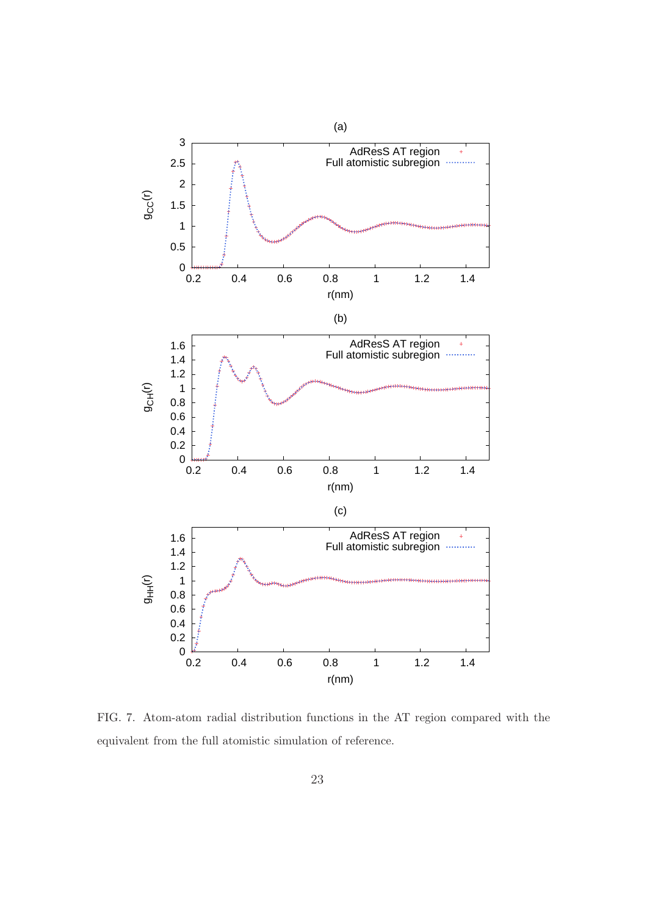FIG. 7. Atom-atom radial distribution functions in the AT region compared with the equivalent from the full atomistic simulation of reference.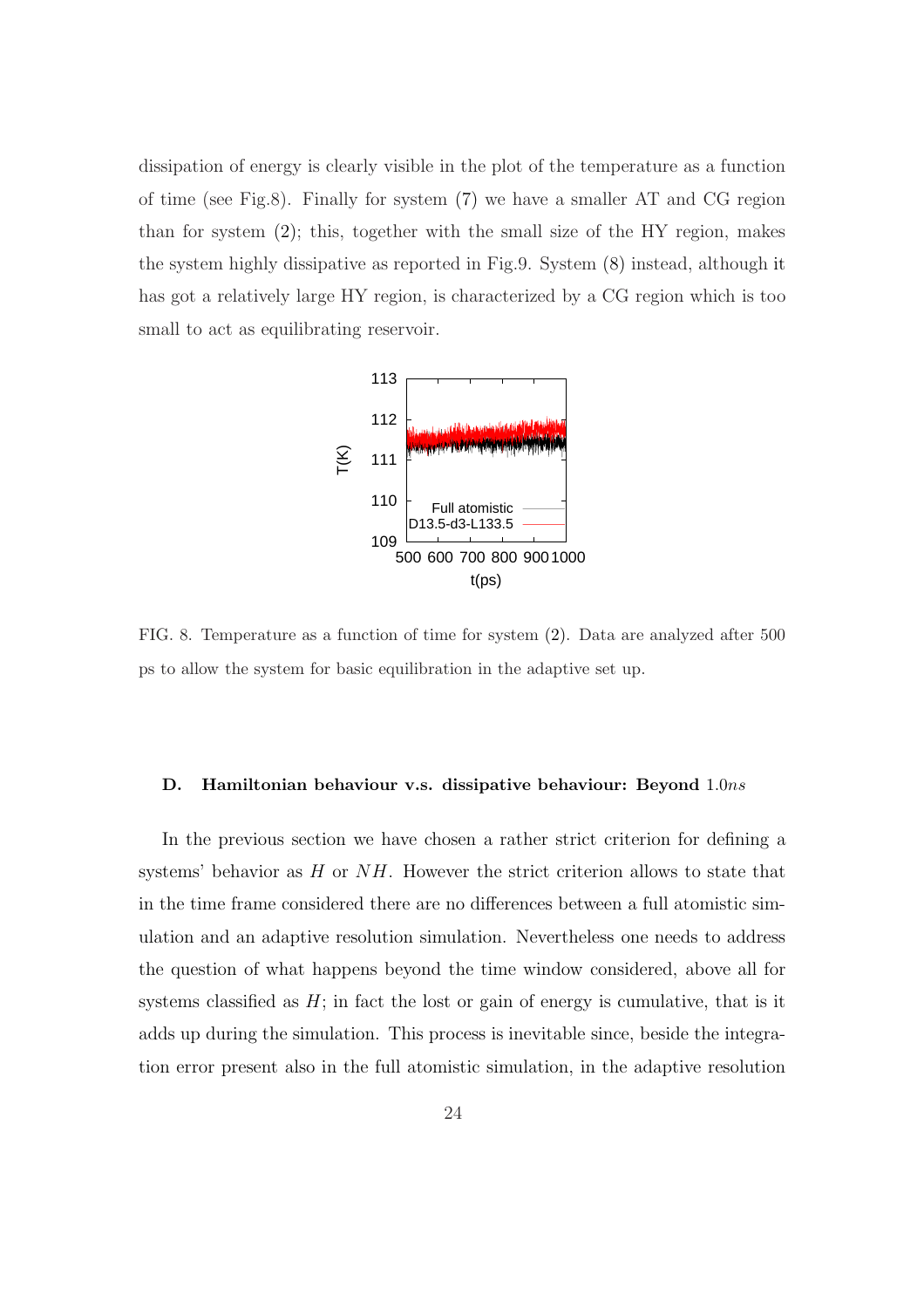dissipation of energy is clearly visible in the plot of the temperature as a function of time (see Fig.8). Finally for system (7) we have a smaller AT and CG region than for system (2); this, together with the small size of the HY region, makes the system highly dissipative as reported in Fig.9. System (8) instead, although it has got a relatively large HY region, is characterized by a CG region which is too small to act as equilibrating reservoir.

FIG. 8. Temperature as a function of time for system (2). Data are analyzed after 500 ps to allow the system for basic equilibration in the adaptive set up.

### D. Hamiltonian behaviour v.s. dissipative behaviour: Beyond $1.0ns$

In the previous section we have chosen a rather strict criterion for defining a systems' behavior as $H$ or $NH$. However the strict criterion allows to state that in the time frame considered there are no differences between a full atomistic simulation and an adaptive resolution simulation. Nevertheless one needs to address the question of what happens beyond the time window considered, above all for systems classified as $H$; in fact the lost or gain of energy is cumulative, that is it adds up during the simulation. This process is inevitable since, beside the integration error present also in the full atomistic simulation, in the adaptive resolution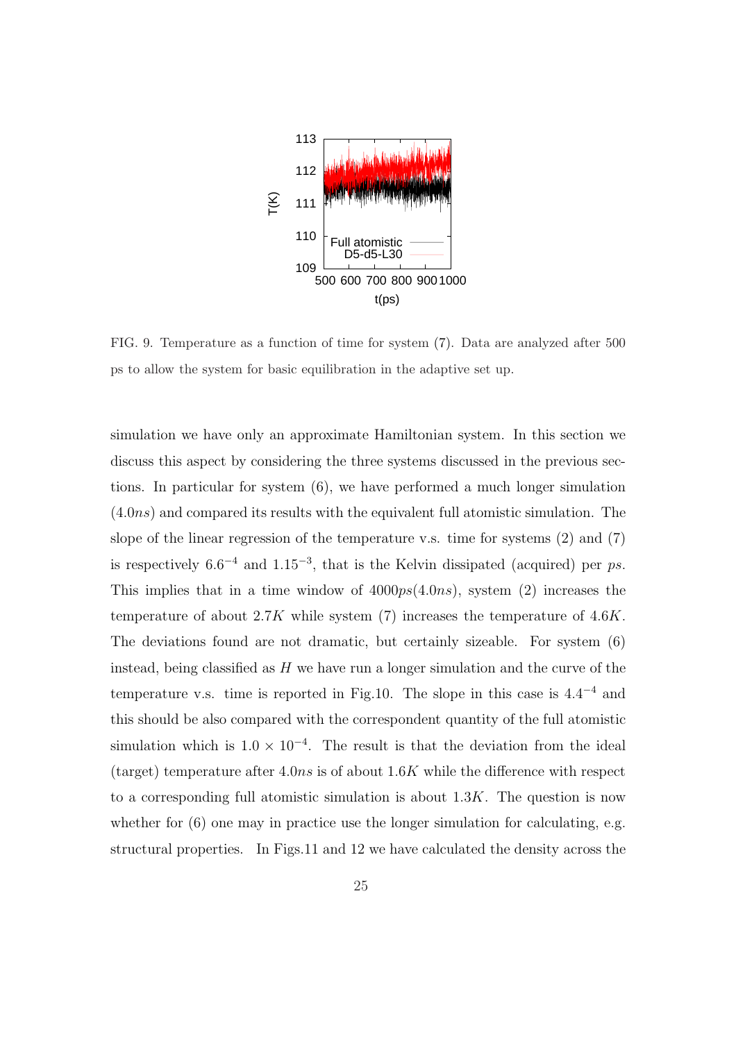FIG. 9. Temperature as a function of time for system (7). Data are analyzed after 500 ps to allow the system for basic equilibration in the adaptive set up.

simulation we have only an approximate Hamiltonian system. In this section we discuss this aspect by considering the three systems discussed in the previous sections. In particular for system (6), we have performed a much longer simulation ($4.0ns$) and compared its results with the equivalent full atomistic simulation. The slope of the linear regression of the temperature v.s. time for systems (2) and (7) is respectively $6.6^{-4}$ and $1.15^{-3}$, that is the Kelvin dissipated (acquired) per $ps$. This implies that in a time window of $4000ps(4.0ns)$, system (2) increases the temperature of about $2.7K$ while system (7) increases the temperature of $4.6K$. The deviations found are not dramatic, but certainly sizeable. For system (6) instead, being classified as $H$ we have run a longer simulation and the curve of the temperature v.s. time is reported in Fig.10. The slope in this case is $4.4^{-4}$ and this should be also compared with the correspondent quantity of the full atomistic simulation which is $1.0 \times 10^{-4}$. The result is that the deviation from the ideal (target) temperature after $4.0ns$ is of about $1.6K$ while the difference with respect to a corresponding full atomistic simulation is about $1.3K$. The question is now whether for (6) one may in practice use the longer simulation for calculating, e.g. structural properties. In Figs.11 and 12 we have calculated the density across the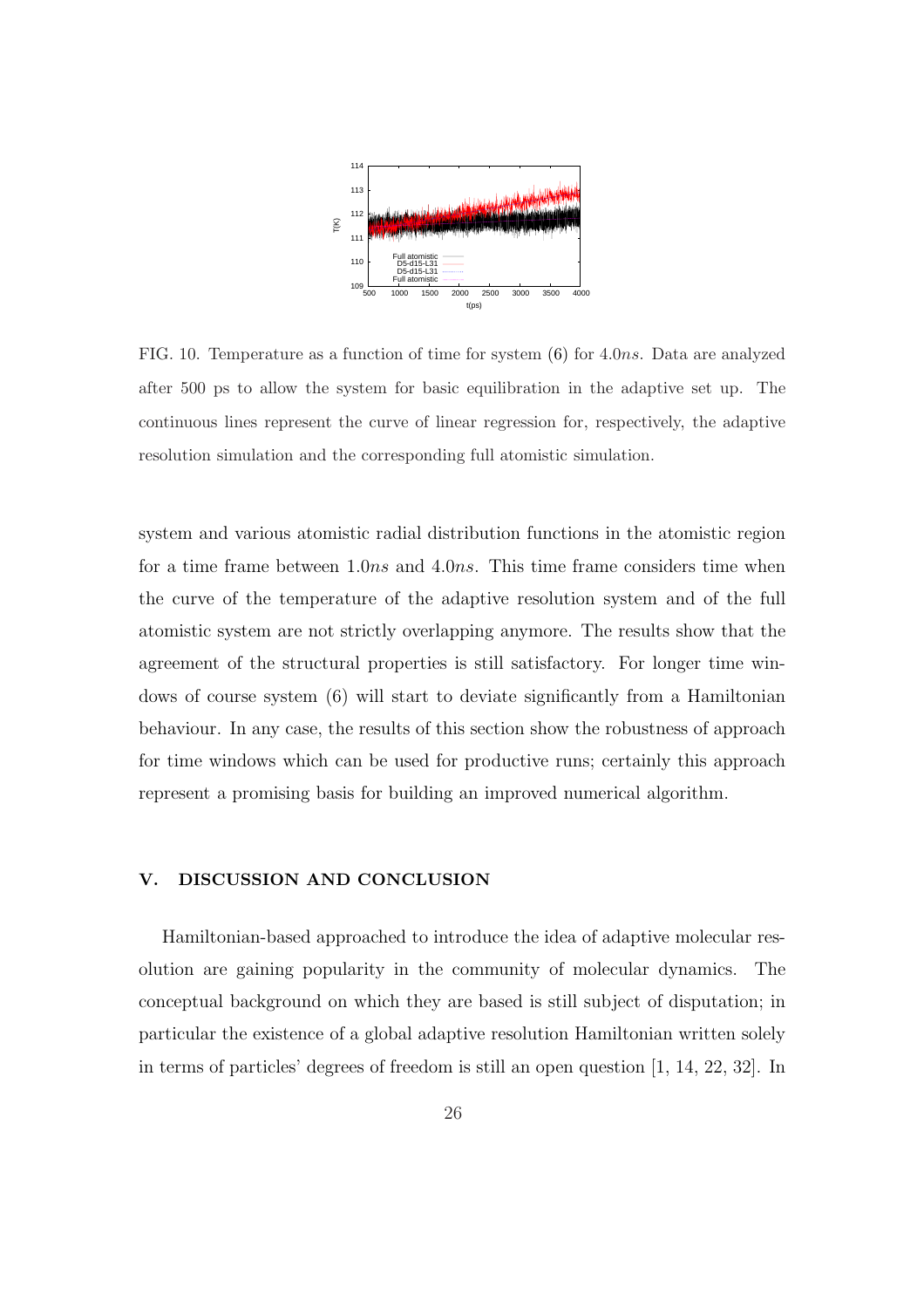FIG. 10. Temperature as a function of time for system (6) for $4.0ns$. Data are analyzed after 500 ps to allow the system for basic equilibration in the adaptive set up. The continuous lines represent the curve of linear regression for, respectively, the adaptive resolution simulation and the corresponding full atomistic simulation.

system and various atomistic radial distribution functions in the atomistic region for a time frame between $1.0ns$ and $4.0ns$. This time frame considers time when the curve of the temperature of the adaptive resolution system and of the full atomistic system are not strictly overlapping anymore. The results show that the agreement of the structural properties is still satisfactory. For longer time windows of course system (6) will start to deviate significantly from a Hamiltonian behaviour. In any case, the results of this section show the robustness of approach for time windows which can be used for productive runs; certainly this approach represent a promising basis for building an improved numerical algorithm.

## V. DISCUSSION AND CONCLUSION

Hamiltonian-based approached to introduce the idea of adaptive molecular resolution are gaining popularity in the community of molecular dynamics. The conceptual background on which they are based is still subject of disputation; in particular the existence of a global adaptive resolution Hamiltonian written solely in terms of particles' degrees of freedom is still an open question [1, 14, 22, 32]. In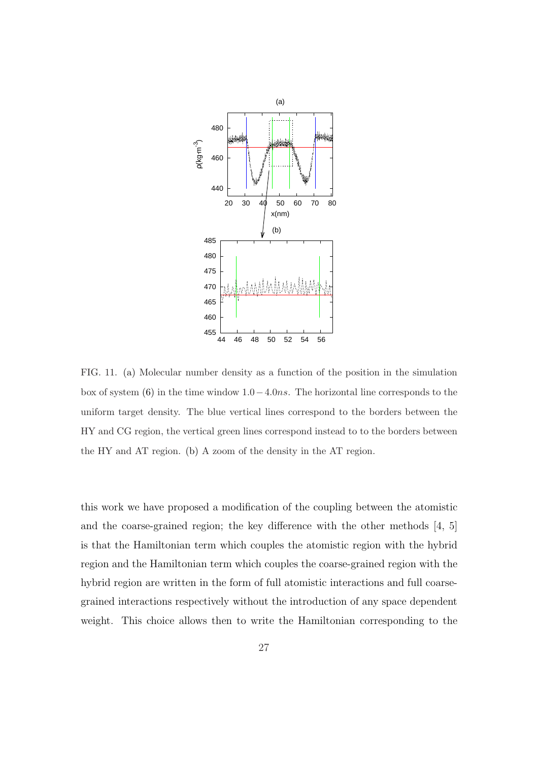FIG. 11. (a) Molecular number density as a function of the position in the simulation box of system (6) in the time window $1.0-4.0ns$. The horizontal line corresponds to the uniform target density. The blue vertical lines correspond to the borders between the HY and CG region, the vertical green lines correspond instead to to the borders between the HY and AT region. (b) A zoom of the density in the AT region.

this work we have proposed a modification of the coupling between the atomistic and the coarse-grained region; the key difference with the other methods [4, 5] is that the Hamiltonian term which couples the atomistic region with the hybrid region and the Hamiltonian term which couples the coarse-grained region with the hybrid region are written in the form of full atomistic interactions and full coarse-grained interactions respectively without the introduction of any space dependent weight. This choice allows then to write the Hamiltonian corresponding to the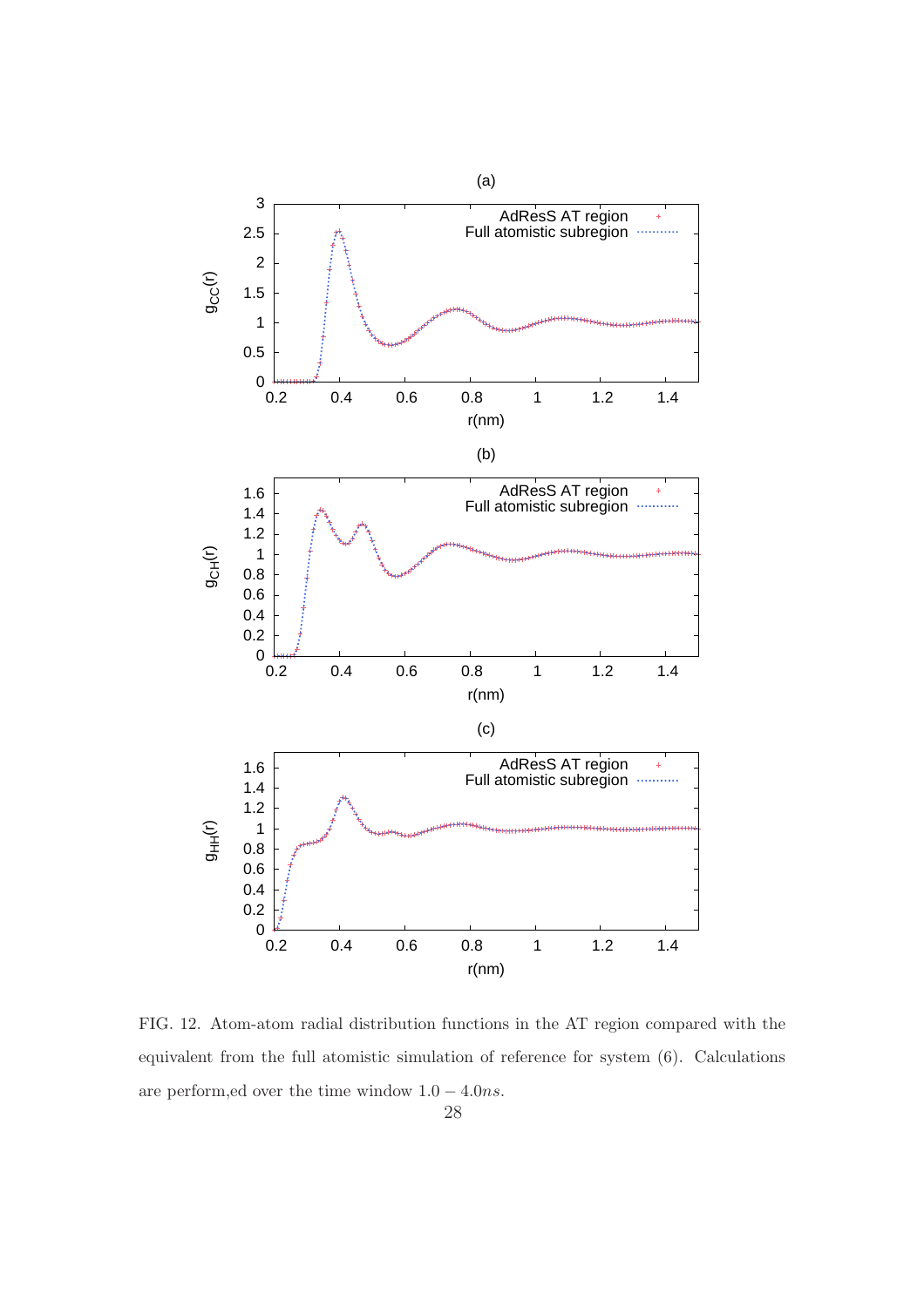FIG. 12. Atom-atom radial distribution functions in the AT region compared with the equivalent from the full atomistic simulation of reference for system (6). Calculations are perform,ed over the time window $1.0 - 4.0ns$.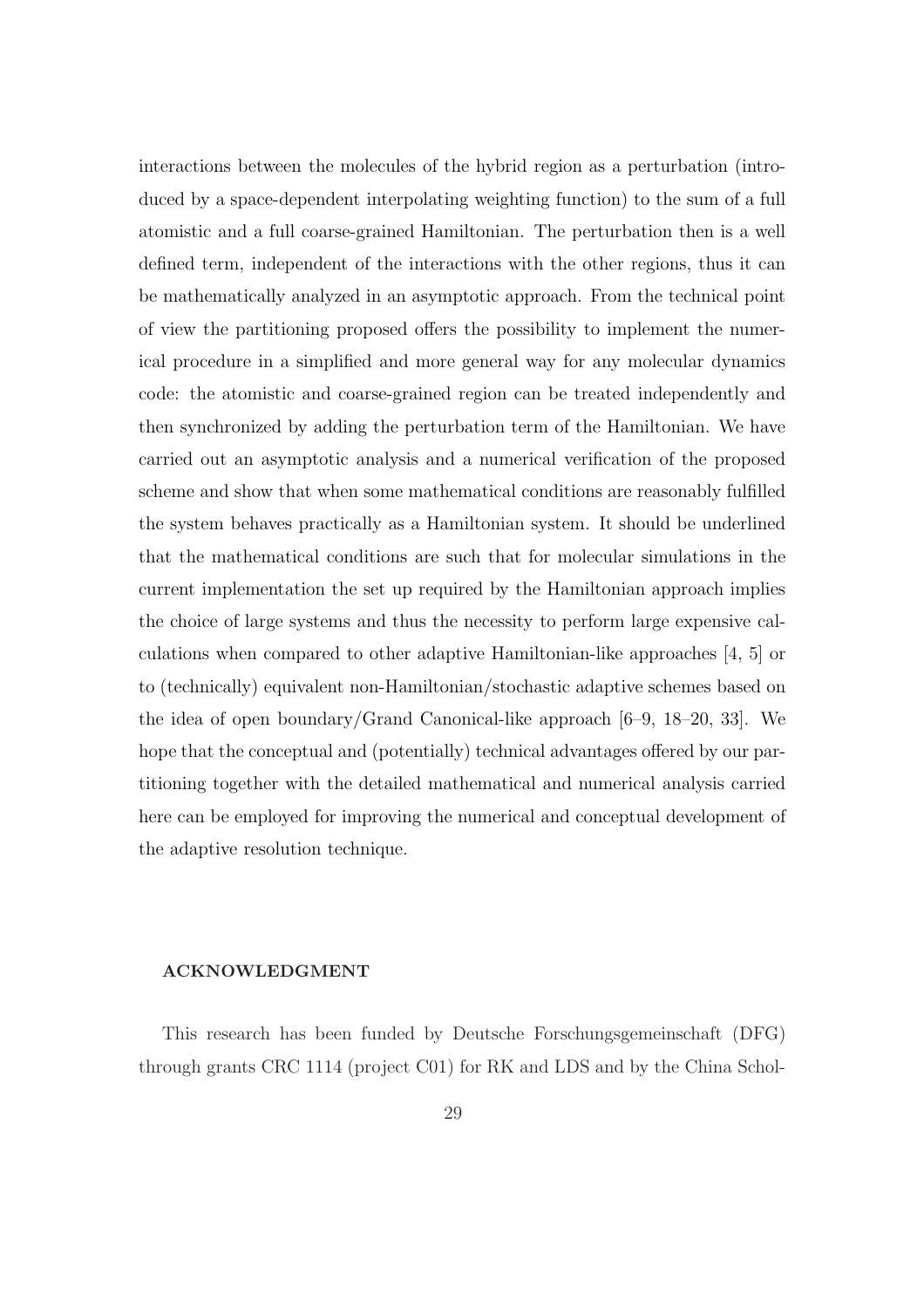interactions between the molecules of the hybrid region as a perturbation (introduced by a space-dependent interpolating weighting function) to the sum of a full atomistic and a full coarse-grained Hamiltonian. The perturbation then is a well defined term, independent of the interactions with the other regions, thus it can be mathematically analyzed in an asymptotic approach. From the technical point of view the partitioning proposed offers the possibility to implement the numerical procedure in a simplified and more general way for any molecular dynamics code: the atomistic and coarse-grained region can be treated independently and then synchronized by adding the perturbation term of the Hamiltonian. We have carried out an asymptotic analysis and a numerical verification of the proposed scheme and show that when some mathematical conditions are reasonably fulfilled the system behaves practically as a Hamiltonian system. It should be underlined that the mathematical conditions are such that for molecular simulations in the current implementation the set up required by the Hamiltonian approach implies the choice of large systems and thus the necessity to perform large expensive calculations when compared to other adaptive Hamiltonian-like approaches [4, 5] or to (technically) equivalent non-Hamiltonian/stochastic adaptive schemes based on the idea of open boundary/Grand Canonical-like approach [6–9, 18–20, 33]. We hope that the conceptual and (potentially) technical advantages offered by our partitioning together with the detailed mathematical and numerical analysis carried here can be employed for improving the numerical and conceptual development of the adaptive resolution technique.

## ACKNOWLEDGMENT

This research has been funded by Deutsche Forschungsgemeinschaft (DFG) through grants CRC 1114 (project C01) for RK and LDS and by the China Schol-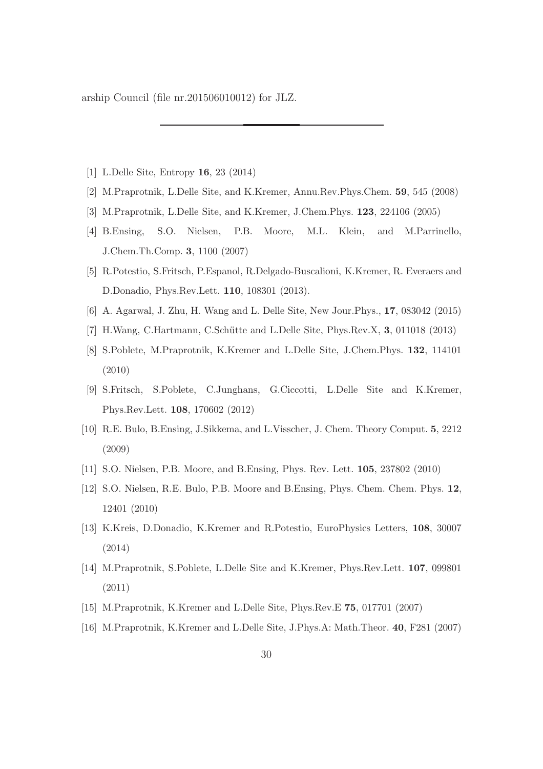arship Council (file nr.201506010012) for JLZ.

---

[1] L.Delle Site, Entropy **16**, 23 (2014)

[2] M.Praprotnik, L.Delle Site, and K.Kremer, Annu.Rev.Phys.Chem. **59**, 545 (2008)

[3] M.Praprotnik, L.Delle Site, and K.Kremer, J.Chem.Phys. **123**, 224106 (2005)

[4] B.Ensing, S.O. Nielsen, P.B. Moore, M.L. Klein, and M.Parrinello, J.Chem.Th.Comp. **3**, 1100 (2007)

[5] R.Potestio, S.Fritsch, P.Espanol, R.Delgado-Buscalioni, K.Kremer, R. Everaers and D.Donadio, Phys.Rev.Lett. **110**, 108301 (2013).

[6] A. Agarwal, J. Zhu, H. Wang and L. Delle Site, New Jour.Phys., **17**, 083042 (2015)

[7] H.Wang, C.Hartmann, C.Schütte and L.Delle Site, Phys.Rev.X, **3**, 011018 (2013)

[8] S.Poblete, M.Praprotnik, K.Kremer and L.Delle Site, J.Chem.Phys. **132**, 114101 (2010)

[9] S.Fritsch, S.Poblete, C.Junghans, G.Ciccotti, L.Delle Site and K.Kremer, Phys.Rev.Lett. **108**, 170602 (2012)

[10] R.E. Bulo, B.Ensing, J.Sikkema, and L.Visscher, J. Chem. Theory Comput. **5**, 2212 (2009)

[11] S.O. Nielsen, P.B. Moore, and B.Ensing, Phys. Rev. Lett. **105**, 237802 (2010)

[12] S.O. Nielsen, R.E. Bulo, P.B. Moore and B.Ensing, Phys. Chem. Chem. Phys. **12**, 12401 (2010)

[13] K.Kreis, D.Donadio, K.Kremer and R.Potestio, EuroPhysics Letters, **108**, 30007 (2014)

[14] M.Praprotnik, S.Poblete, L.Delle Site and K.Kremer, Phys.Rev.Lett. **107**, 099801 (2011)

[15] M.Praprotnik, K.Kremer and L.Delle Site, Phys.Rev.E **75**, 017701 (2007)

[16] M.Praprotnik, K.Kremer and L.Delle Site, J.Phys.A: Math.Theor. **40**, F281 (2007)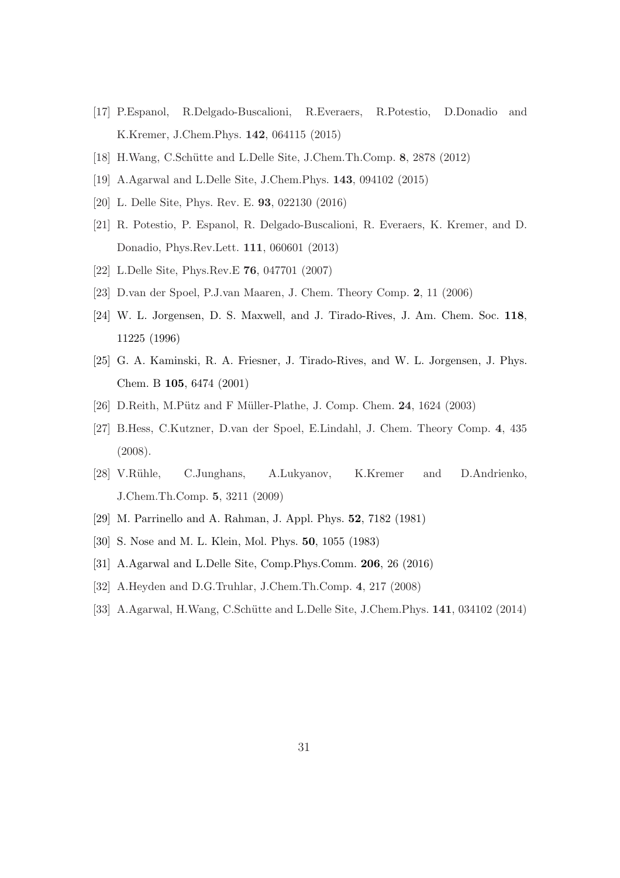[17] P.Espanol, R.Delgado-Buscalioni, R.Everaers, R.Potestio, D.Donadio and K.Kremer, J.Chem.Phys. **142**, 064115 (2015)

[18] H.Wang, C.Schütte and L.Delle Site, J.Chem.Th.Comp. **8**, 2878 (2012)

[19] A.Agarwal and L.Delle Site, J.Chem.Phys. **143**, 094102 (2015)

[20] L. Delle Site, Phys. Rev. E. **93**, 022130 (2016)

[21] R. Potestio, P. Espanol, R. Delgado-Buscalioni, R. Everaers, K. Kremer, and D. Donadio, Phys.Rev.Lett. **111**, 060601 (2013)

[22] L.Delle Site, Phys.Rev.E **76**, 047701 (2007)

[23] D.van der Spoel, P.J.van Maaren, J. Chem. Theory Comp. **2**, 11 (2006)

[24] W. L. Jorgensen, D. S. Maxwell, and J. Tirado-Rives, J. Am. Chem. Soc. **118**, 11225 (1996)

[25] G. A. Kaminski, R. A. Friesner, J. Tirado-Rives, and W. L. Jorgensen, J. Phys. Chem. B **105**, 6474 (2001)

[26] D.Reith, M.Pütz and F Müller-Plathe, J. Comp. Chem. **24**, 1624 (2003)

[27] B.Hess, C.Kutzner, D.van der Spoel, E.Lindahl, J. Chem. Theory Comp. **4**, 435 (2008).

[28] V.Rühle, C.Junghans, A.Lukyanov, K.Kremer and D.Andrienko, J.Chem.Th.Comp. **5**, 3211 (2009)

[29] M. Parrinello and A. Rahman, J. Appl. Phys. **52**, 7182 (1981)

[30] S. Nose and M. L. Klein, Mol. Phys. **50**, 1055 (1983)

[31] A.Agarwal and L.Delle Site, Comp.Phys.Comm. **206**, 26 (2016)

[32] A.Heyden and D.G.Truhlar, J.Chem.Th.Comp. **4**, 217 (2008)

[33] A.Agarwal, H.Wang, C.Schütte and L.Delle Site, J.Chem.Phys. **141**, 034102 (2014)